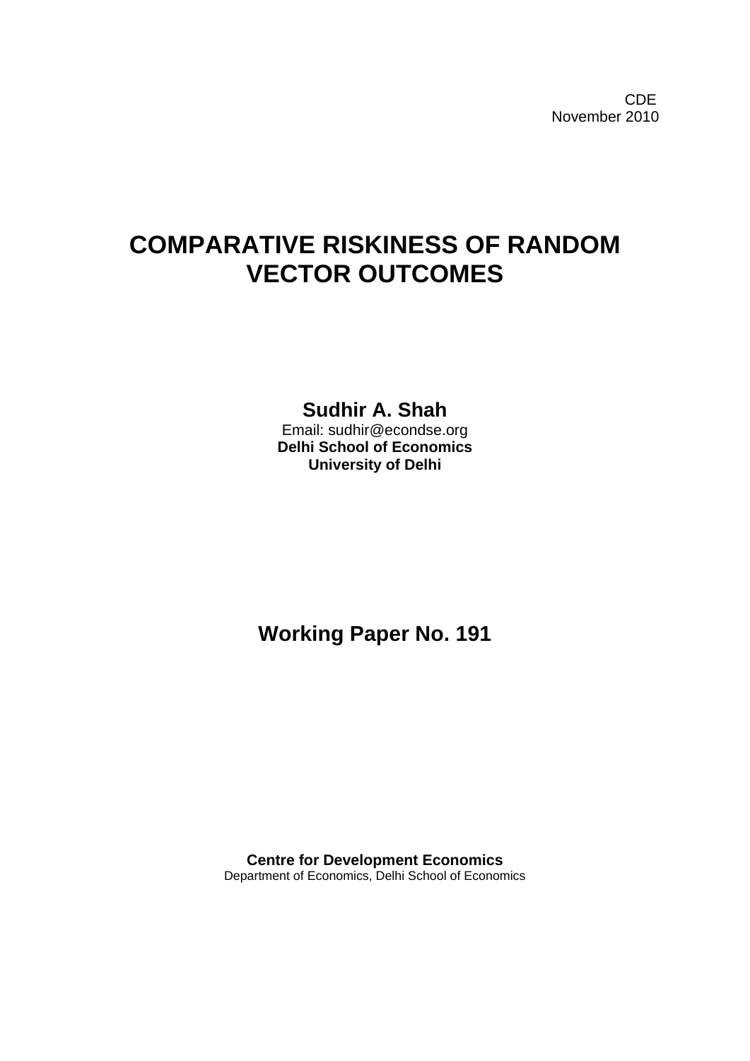CDE
November 2010

# COMPARATIVE RISKINESS OF RANDOM VECTOR OUTCOMES

**Sudhir A. Shah**
Email: sudhir@econdse.org
**Delhi School of Economics**
**University of Delhi**

## Working Paper No. 191

**Centre for Development Economics**
Department of Economics, Delhi School of Economics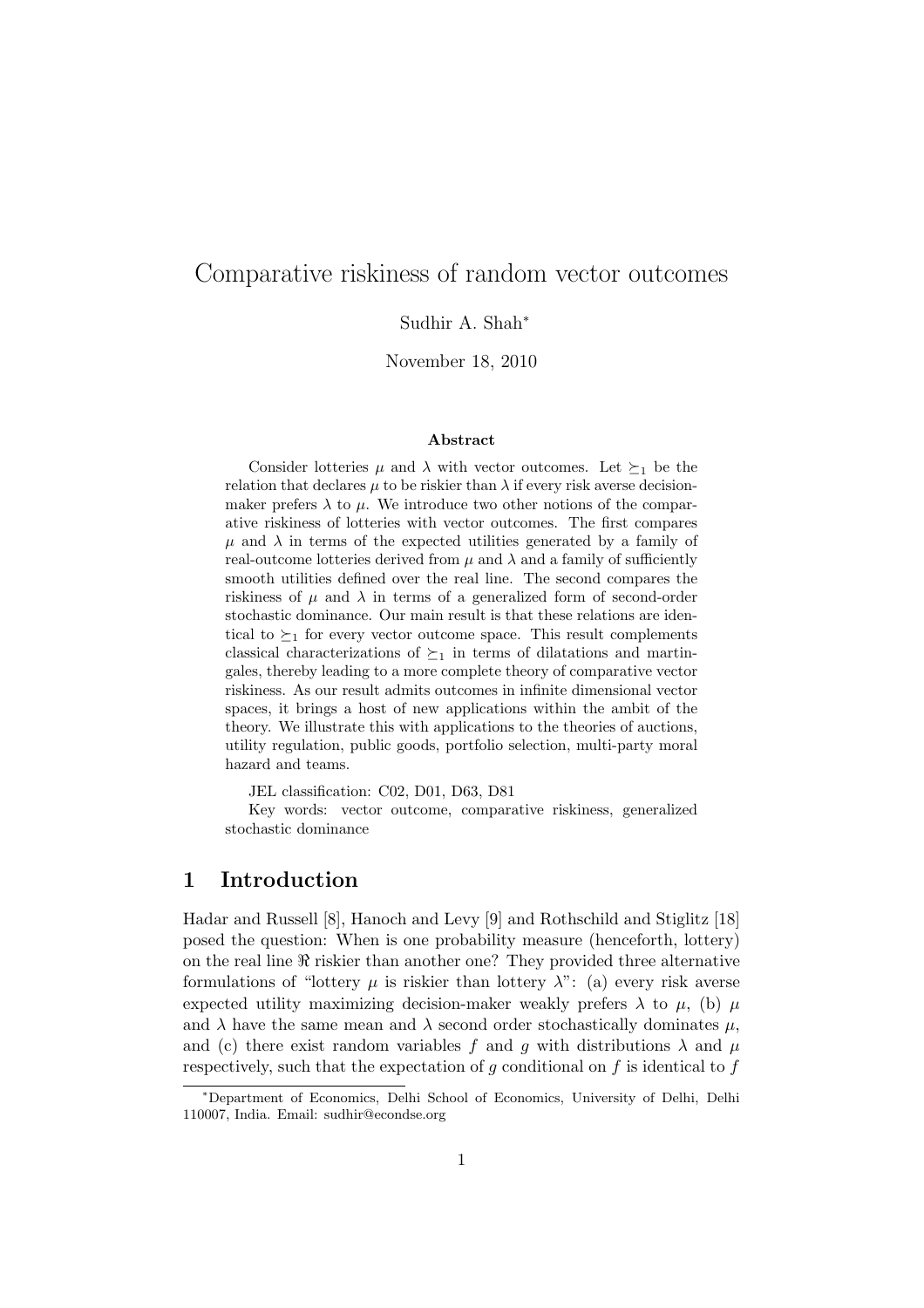# Comparative riskiness of random vector outcomes

Sudhir A. Shah*

November 18, 2010

### Abstract

Consider lotteries $\mu$ and $\lambda$ with vector outcomes. Let $\succeq_1$ be the relation that declares $\mu$ to be riskier than $\lambda$ if every risk averse decision-maker prefers $\lambda$ to $\mu$. We introduce two other notions of the comparative riskiness of lotteries with vector outcomes. The first compares $\mu$ and $\lambda$ in terms of the expected utilities generated by a family of real-outcome lotteries derived from $\mu$ and $\lambda$ and a family of sufficiently smooth utilities defined over the real line. The second compares the riskiness of $\mu$ and $\lambda$ in terms of a generalized form of second-order stochastic dominance. Our main result is that these relations are identical to $\succeq_1$ for every vector outcome space. This result complements classical characterizations of $\succeq_1$ in terms of dilatations and martingales, thereby leading to a more complete theory of comparative vector riskiness. As our result admits outcomes in infinite dimensional vector spaces, it brings a host of new applications within the ambit of the theory. We illustrate this with applications to the theories of auctions, utility regulation, public goods, portfolio selection, multi-party moral hazard and teams.

JEL classification: C02, D01, D63, D81

Key words: vector outcome, comparative riskiness, generalized stochastic dominance

## 1 Introduction

Hadar and Russell [8], Hanoch and Levy [9] and Rothschild and Stiglitz [18] posed the question: When is one probability measure (henceforth, lottery) on the real line $\Re$ riskier than another one? They provided three alternative formulations of "lottery $\mu$ is riskier than lottery $\lambda$": (a) every risk averse expected utility maximizing decision-maker weakly prefers $\lambda$ to $\mu$, (b) $\mu$ and $\lambda$ have the same mean and $\lambda$ second order stochastically dominates $\mu$, and (c) there exist random variables $f$ and $g$ with distributions $\lambda$ and $\mu$ respectively, such that the expectation of $g$ conditional on $f$ is identical to $f$

*Department of Economics, Delhi School of Economics, University of Delhi, Delhi 110007, India. Email: sudhir@econdse.org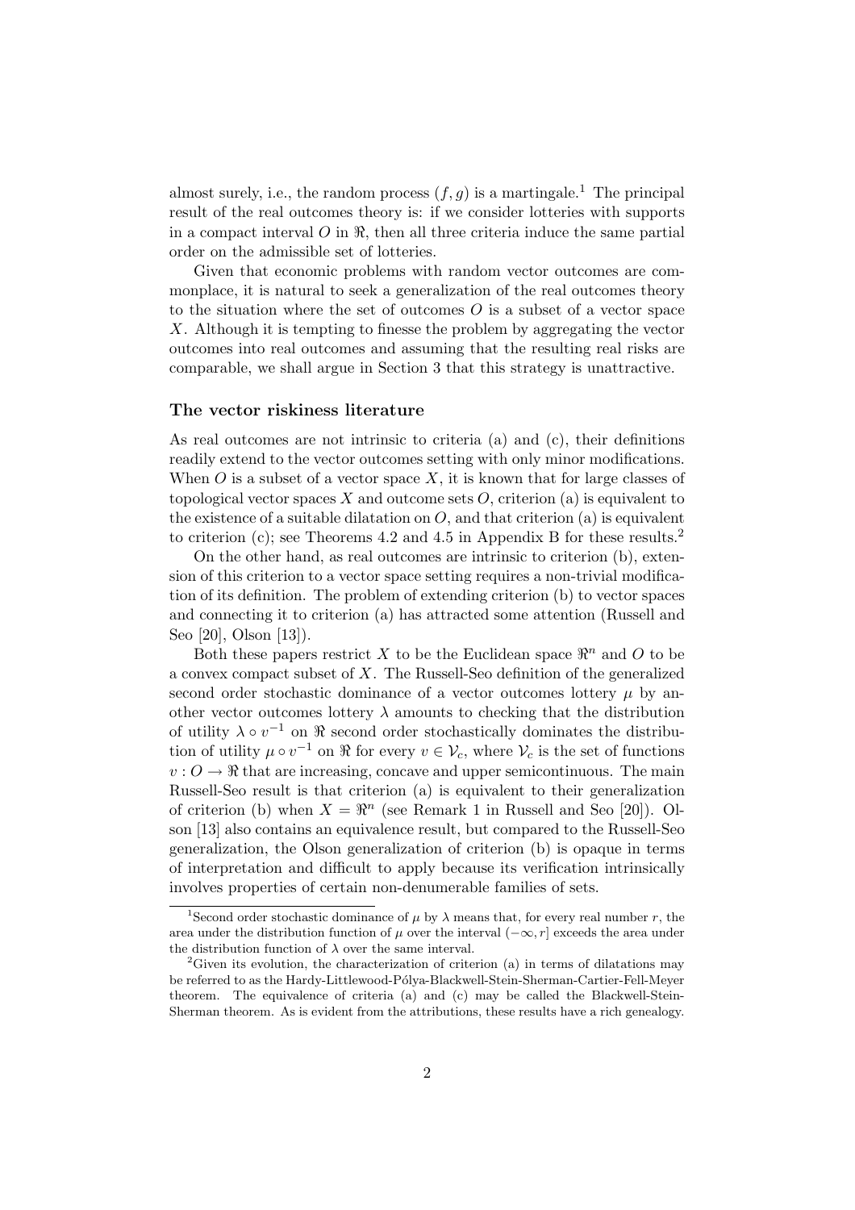almost surely, i.e., the random process $(f, g)$ is a martingale.[1] The principal result of the real outcomes theory is: if we consider lotteries with supports in a compact interval $O$ in $\Re$, then all three criteria induce the same partial order on the admissible set of lotteries.

Given that economic problems with random vector outcomes are commonplace, it is natural to seek a generalization of the real outcomes theory to the situation where the set of outcomes $O$ is a subset of a vector space $X$. Although it is tempting to finesse the problem by aggregating the vector outcomes into real outcomes and assuming that the resulting real risks are comparable, we shall argue in Section 3 that this strategy is unattractive.

### The vector riskiness literature

As real outcomes are not intrinsic to criteria (a) and (c), their definitions readily extend to the vector outcomes setting with only minor modifications. When $O$ is a subset of a vector space $X$, it is known that for large classes of topological vector spaces $X$ and outcome sets $O$, criterion (a) is equivalent to the existence of a suitable dilatation on $O$, and that criterion (a) is equivalent to criterion (c); see Theorems 4.2 and 4.5 in Appendix B for these results.[2]

On the other hand, as real outcomes are intrinsic to criterion (b), extension of this criterion to a vector space setting requires a non-trivial modification of its definition. The problem of extending criterion (b) to vector spaces and connecting it to criterion (a) has attracted some attention (Russell and Seo [20], Olson [13]).

Both these papers restrict $X$ to be the Euclidean space $\Re^n$ and $O$ to be a convex compact subset of $X$. The Russell-Seo definition of the generalized second order stochastic dominance of a vector outcomes lottery $\mu$ by another vector outcomes lottery $\lambda$ amounts to checking that the distribution of utility $\lambda \circ v^{-1}$ on $\Re$ second order stochastically dominates the distribution of utility $\mu \circ v^{-1}$ on $\Re$ for every $v \in \mathcal{V}_c$, where $\mathcal{V}_c$ is the set of functions $v : O \to \Re$ that are increasing, concave and upper semicontinuous. The main Russell-Seo result is that criterion (a) is equivalent to their generalization of criterion (b) when $X = \Re^n$ (see Remark 1 in Russell and Seo [20]). Olson [13] also contains an equivalence result, but compared to the Russell-Seo generalization, the Olson generalization of criterion (b) is opaque in terms of interpretation and difficult to apply because its verification intrinsically involves properties of certain non-denumerable families of sets.

---

[1] Second order stochastic dominance of $\mu$ by $\lambda$ means that, for every real number $r$, the area under the distribution function of $\mu$ over the interval $(-\infty, r]$ exceeds the area under the distribution function of $\lambda$ over the same interval.

[2] Given its evolution, the characterization of criterion (a) in terms of dilatations may be referred to as the Hardy-Littlewood-Pólya-Blackwell-Stein-Sherman-Cartier-Fell-Meyer theorem. The equivalence of criteria (a) and (c) may be called the Blackwell-Stein-Sherman theorem. As is evident from the attributions, these results have a rich genealogy.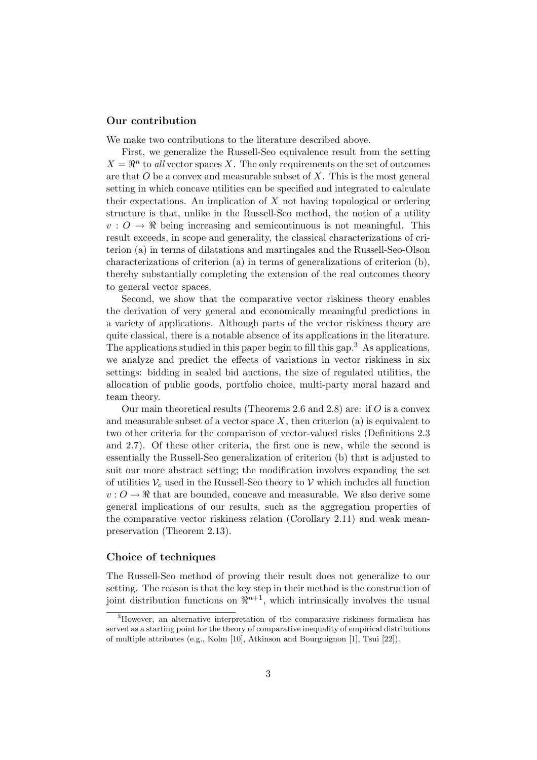### Our contribution

We make two contributions to the literature described above.

First, we generalize the Russell-Seo equivalence result from the setting $X = \Re^n$ to *all* vector spaces $X$. The only requirements on the set of outcomes are that $O$ be a convex and measurable subset of $X$. This is the most general setting in which concave utilities can be specified and integrated to calculate their expectations. An implication of $X$ not having topological or ordering structure is that, unlike in the Russell-Seo method, the notion of a utility $v : O \to \Re$ being increasing and semicontinuous is not meaningful. This result exceeds, in scope and generality, the classical characterizations of criterion (a) in terms of dilatations and martingales and the Russell-Seo-Olson characterizations of criterion (a) in terms of generalizations of criterion (b), thereby substantially completing the extension of the real outcomes theory to general vector spaces.

Second, we show that the comparative vector riskiness theory enables the derivation of very general and economically meaningful predictions in a variety of applications. Although parts of the vector riskiness theory are quite classical, there is a notable absence of its applications in the literature. The applications studied in this paper begin to fill this gap.[3] As applications, we analyze and predict the effects of variations in vector riskiness in six settings: bidding in sealed bid auctions, the size of regulated utilities, the allocation of public goods, portfolio choice, multi-party moral hazard and team theory.

Our main theoretical results (Theorems 2.6 and 2.8) are: if $O$ is a convex and measurable subset of a vector space $X$, then criterion (a) is equivalent to two other criteria for the comparison of vector-valued risks (Definitions 2.3 and 2.7). Of these other criteria, the first one is new, while the second is essentially the Russell-Seo generalization of criterion (b) that is adjusted to suit our more abstract setting; the modification involves expanding the set of utilities $\mathcal{V}_c$ used in the Russell-Seo theory to $\mathcal{V}$ which includes all function $v : O \to \Re$ that are bounded, concave and measurable. We also derive some general implications of our results, such as the aggregation properties of the comparative vector riskiness relation (Corollary 2.11) and weak mean-preservation (Theorem 2.13).

### Choice of techniques

The Russell-Seo method of proving their result does not generalize to our setting. The reason is that the key step in their method is the construction of joint distribution functions on $\Re^{n+1}$, which intrinsically involves the usual

[3] However, an alternative interpretation of the comparative riskiness formalism has served as a starting point for the theory of comparative inequality of empirical distributions of multiple attributes (e.g., Kolm [10], Atkinson and Bourguignon [1], Tsui [22]).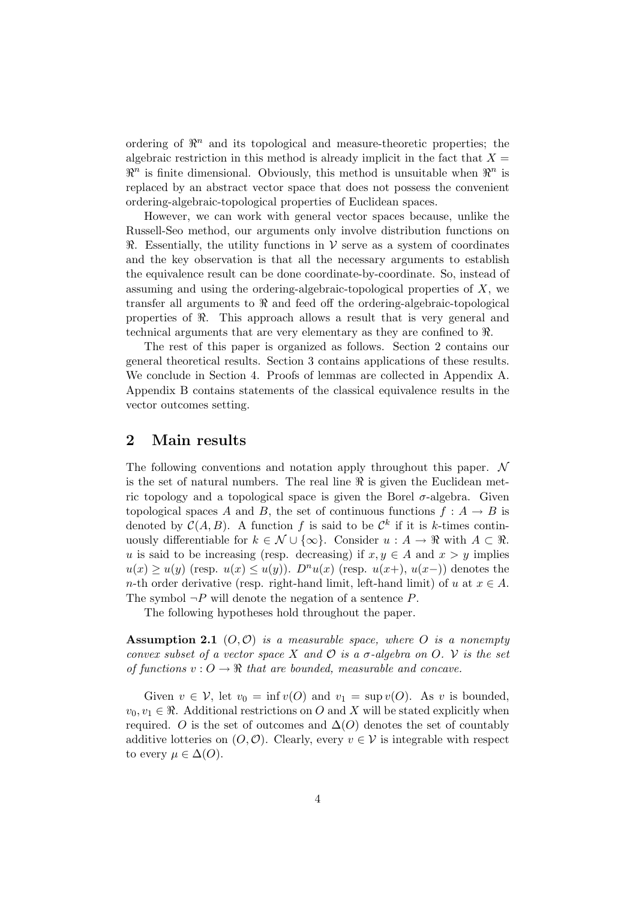ordering of $\Re^n$ and its topological and measure-theoretic properties; the algebraic restriction in this method is already implicit in the fact that $X = \Re^n$ is finite dimensional. Obviously, this method is unsuitable when $\Re^n$ is replaced by an abstract vector space that does not possess the convenient ordering-algebraic-topological properties of Euclidean spaces.

However, we can work with general vector spaces because, unlike the Russell-Seo method, our arguments only involve distribution functions on $\Re$. Essentially, the utility functions in $\mathcal{V}$ serve as a system of coordinates and the key observation is that all the necessary arguments to establish the equivalence result can be done coordinate-by-coordinate. So, instead of assuming and using the ordering-algebraic-topological properties of $X$, we transfer all arguments to $\Re$ and feed off the ordering-algebraic-topological properties of $\Re$. This approach allows a result that is very general and technical arguments that are very elementary as they are confined to $\Re$.

The rest of this paper is organized as follows. Section 2 contains our general theoretical results. Section 3 contains applications of these results. We conclude in Section 4. Proofs of lemmas are collected in Appendix A. Appendix B contains statements of the classical equivalence results in the vector outcomes setting.

## 2 Main results

The following conventions and notation apply throughout this paper. $\mathcal{N}$ is the set of natural numbers. The real line $\Re$ is given the Euclidean metric topology and a topological space is given the Borel $\sigma$-algebra. Given topological spaces $A$ and $B$, the set of continuous functions $f : A \to B$ is denoted by $\mathcal{C}(A, B)$. A function $f$ is said to be $\mathcal{C}^k$ if it is $k$-times continuously differentiable for $k \in \mathcal{N} \cup \{\infty\}$. Consider $u : A \to \Re$ with $A \subset \Re$. $u$ is said to be increasing (resp. decreasing) if $x, y \in A$ and $x > y$ implies $u(x) \geq u(y)$ (resp. $u(x) \leq u(y)$). $D^n u(x)$ (resp. $u(x+)$, $u(x-)$) denotes the $n$-th order derivative (resp. right-hand limit, left-hand limit) of $u$ at $x \in A$. The symbol $\neg P$ will denote the negation of a sentence $P$.

The following hypotheses hold throughout the paper.

**Assumption 2.1** *$(O, \mathcal{O})$ is a measurable space, where $O$ is a nonempty convex subset of a vector space $X$ and $\mathcal{O}$ is a $\sigma$-algebra on $O$. $\mathcal{V}$ is the set of functions $v : O \to \Re$ that are bounded, measurable and concave.*

Given $v \in \mathcal{V}$, let $v_0 = \inf v(O)$ and $v_1 = \sup v(O)$. As $v$ is bounded, $v_0, v_1 \in \Re$. Additional restrictions on $O$ and $X$ will be stated explicitly when required. $O$ is the set of outcomes and $\Delta(O)$ denotes the set of countably additive lotteries on $(O, \mathcal{O})$. Clearly, every $v \in \mathcal{V}$ is integrable with respect to every $\mu \in \Delta(O)$.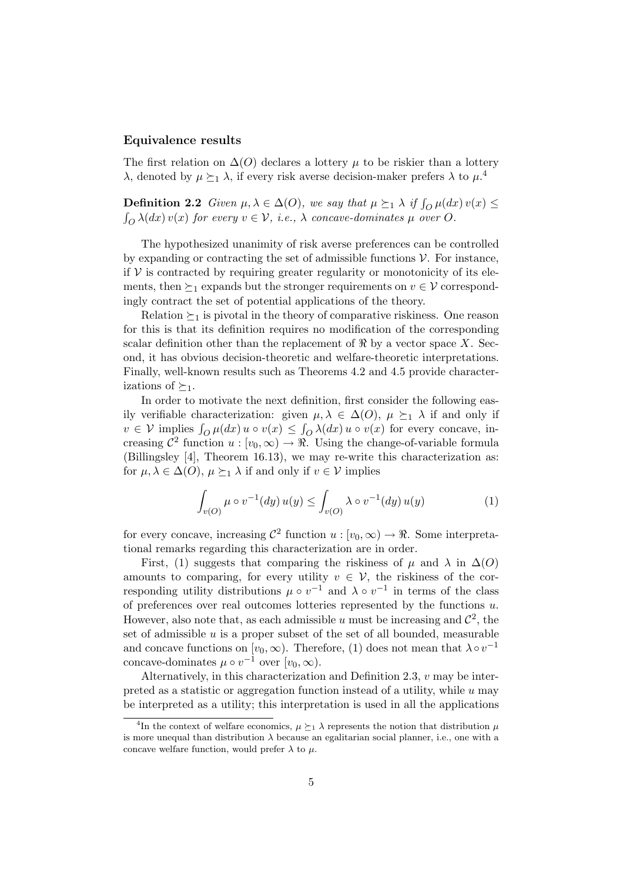### Equivalence results

The first relation on $\Delta(O)$ declares a lottery $\mu$ to be riskier than a lottery $\lambda$, denoted by $\mu \succeq_1 \lambda$, if every risk averse decision-maker prefers $\lambda$ to $\mu$.[4]

**Definition 2.2** *Given $\mu, \lambda \in \Delta(O)$, we say that $\mu \succeq_1 \lambda$ if $\int_O \mu(dx)\, v(x) \leq \int_O \lambda(dx)\, v(x)$ for every $v \in \mathcal{V}$, i.e., $\lambda$ concave-dominates $\mu$ over $O$.*

The hypothesized unanimity of risk averse preferences can be controlled by expanding or contracting the set of admissible functions $\mathcal{V}$. For instance, if $\mathcal{V}$ is contracted by requiring greater regularity or monotonicity of its elements, then $\succeq_1$ expands but the stronger requirements on $v \in \mathcal{V}$ correspondingly contract the set of potential applications of the theory.

Relation $\succeq_1$ is pivotal in the theory of comparative riskiness. One reason for this is that its definition requires no modification of the corresponding scalar definition other than the replacement of $\Re$ by a vector space $X$. Second, it has obvious decision-theoretic and welfare-theoretic interpretations. Finally, well-known results such as Theorems 4.2 and 4.5 provide characterizations of $\succeq_1$.

In order to motivate the next definition, first consider the following easily verifiable characterization: given $\mu, \lambda \in \Delta(O)$, $\mu \succeq_1 \lambda$ if and only if $v \in \mathcal{V}$ implies $\int_O \mu(dx)\, u \circ v(x) \leq \int_O \lambda(dx)\, u \circ v(x)$ for every concave, increasing $\mathcal{C}^2$ function $u : [v_0, \infty) \to \Re$. Using the change-of-variable formula (Billingsley [4], Theorem 16.13), we may re-write this characterization as: for $\mu, \lambda \in \Delta(O)$, $\mu \succeq_1 \lambda$ if and only if $v \in \mathcal{V}$ implies

$$\int_{v(O)} \mu \circ v^{-1}(dy)\, u(y) \leq \int_{v(O)} \lambda \circ v^{-1}(dy)\, u(y) \tag{1}$$

for every concave, increasing $\mathcal{C}^2$ function $u : [v_0, \infty) \to \Re$. Some interpretational remarks regarding this characterization are in order.

First, (1) suggests that comparing the riskiness of $\mu$ and $\lambda$ in $\Delta(O)$ amounts to comparing, for every utility $v \in \mathcal{V}$, the riskiness of the corresponding utility distributions $\mu \circ v^{-1}$ and $\lambda \circ v^{-1}$ in terms of the class of preferences over real outcomes lotteries represented by the functions $u$. However, also note that, as each admissible $u$ must be increasing and $\mathcal{C}^2$, the set of admissible $u$ is a proper subset of the set of all bounded, measurable and concave functions on $[v_0, \infty)$. Therefore, (1) does not mean that $\lambda \circ v^{-1}$ concave-dominates $\mu \circ v^{-1}$ over $[v_0, \infty)$.

Alternatively, in this characterization and Definition 2.3, $v$ may be interpreted as a statistic or aggregation function instead of a utility, while $u$ may be interpreted as a utility; this interpretation is used in all the applications

[4] In the context of welfare economics, $\mu \succeq_1 \lambda$ represents the notion that distribution $\mu$ is more unequal than distribution $\lambda$ because an egalitarian social planner, i.e., one with a concave welfare function, would prefer $\lambda$ to $\mu$.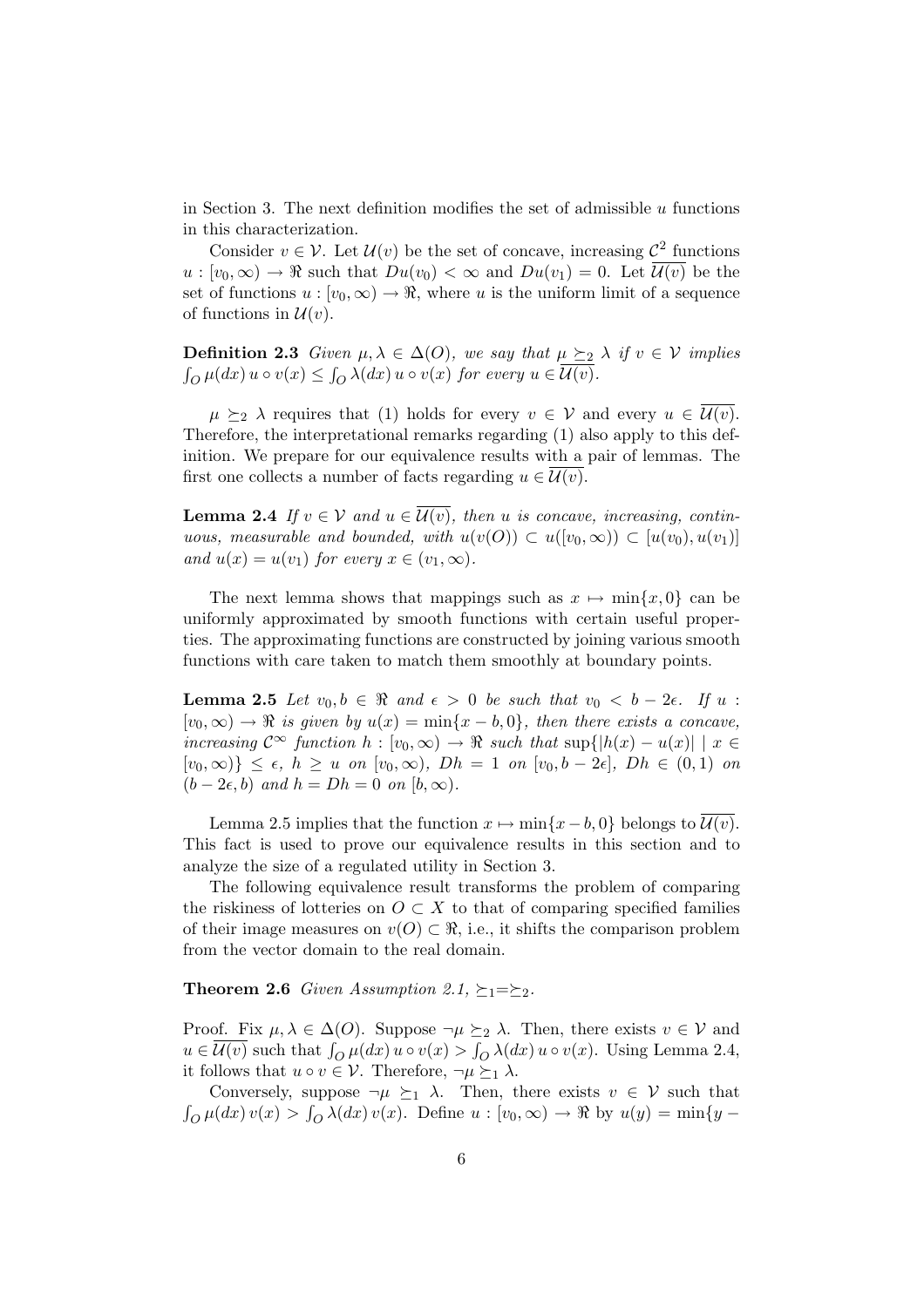in Section 3. The next definition modifies the set of admissible $u$ functions in this characterization.

Consider $v \in \mathcal{V}$. Let $\mathcal{U}(v)$ be the set of concave, increasing $\mathcal{C}^2$ functions $u : [v_0, \infty) \to \Re$ such that $Du(v_0) < \infty$ and $Du(v_1) = 0$. Let $\overline{\mathcal{U}(v)}$ be the set of functions $u : [v_0, \infty) \to \Re$, where $u$ is the uniform limit of a sequence of functions in $\mathcal{U}(v)$.

**Definition 2.3** *Given $\mu, \lambda \in \Delta(O)$, we say that $\mu \succeq_2 \lambda$ if $v \in \mathcal{V}$ implies $\int_O \mu(dx)\, u \circ v(x) \leq \int_O \lambda(dx)\, u \circ v(x)$ for every $u \in \overline{\mathcal{U}(v)}$.*

$\mu \succeq_2 \lambda$ requires that (1) holds for every $v \in \mathcal{V}$ and every $u \in \overline{\mathcal{U}(v)}$. Therefore, the interpretational remarks regarding (1) also apply to this definition. We prepare for our equivalence results with a pair of lemmas. The first one collects a number of facts regarding $u \in \overline{\mathcal{U}(v)}$.

**Lemma 2.4** *If $v \in \mathcal{V}$ and $u \in \overline{\mathcal{U}(v)}$, then $u$ is concave, increasing, continuous, measurable and bounded, with $u(v(O)) \subset u([v_0, \infty)) \subset [u(v_0), u(v_1)]$ and $u(x) = u(v_1)$ for every $x \in (v_1, \infty)$.*

The next lemma shows that mappings such as $x \mapsto \min\{x, 0\}$ can be uniformly approximated by smooth functions with certain useful properties. The approximating functions are constructed by joining various smooth functions with care taken to match them smoothly at boundary points.

**Lemma 2.5** *Let $v_0, b \in \Re$ and $\epsilon > 0$ be such that $v_0 < b - 2\epsilon$. If $u : [v_0, \infty) \to \Re$ is given by $u(x) = \min\{x - b, 0\}$, then there exists a concave, increasing $\mathcal{C}^\infty$ function $h : [v_0, \infty) \to \Re$ such that $\sup\{|h(x) - u(x)| \mid x \in [v_0, \infty)\} \leq \epsilon$, $h \geq u$ on $[v_0, \infty)$, $Dh = 1$ on $[v_0, b - 2\epsilon]$, $Dh \in (0, 1)$ on $(b - 2\epsilon, b)$ and $h = Dh = 0$ on $[b, \infty)$.*

Lemma 2.5 implies that the function $x \mapsto \min\{x - b, 0\}$ belongs to $\overline{\mathcal{U}(v)}$. This fact is used to prove our equivalence results in this section and to analyze the size of a regulated utility in Section 3.

The following equivalence result transforms the problem of comparing the riskiness of lotteries on $O \subset X$ to that of comparing specified families of their image measures on $v(O) \subset \Re$, i.e., it shifts the comparison problem from the vector domain to the real domain.

**Theorem 2.6** *Given Assumption 2.1, $\succeq_1 = \succeq_2$.*

Proof. Fix $\mu, \lambda \in \Delta(O)$. Suppose $\neg \mu \succeq_2 \lambda$. Then, there exists $v \in \mathcal{V}$ and $u \in \overline{\mathcal{U}(v)}$ such that $\int_O \mu(dx)\, u \circ v(x) > \int_O \lambda(dx)\, u \circ v(x)$. Using Lemma 2.4, it follows that $u \circ v \in \mathcal{V}$. Therefore, $\neg \mu \succeq_1 \lambda$.

Conversely, suppose $\neg \mu \succeq_1 \lambda$. Then, there exists $v \in \mathcal{V}$ such that $\int_O \mu(dx)\, v(x) > \int_O \lambda(dx)\, v(x)$. Define $u : [v_0, \infty) \to \Re$ by $u(y) = \min\{y -$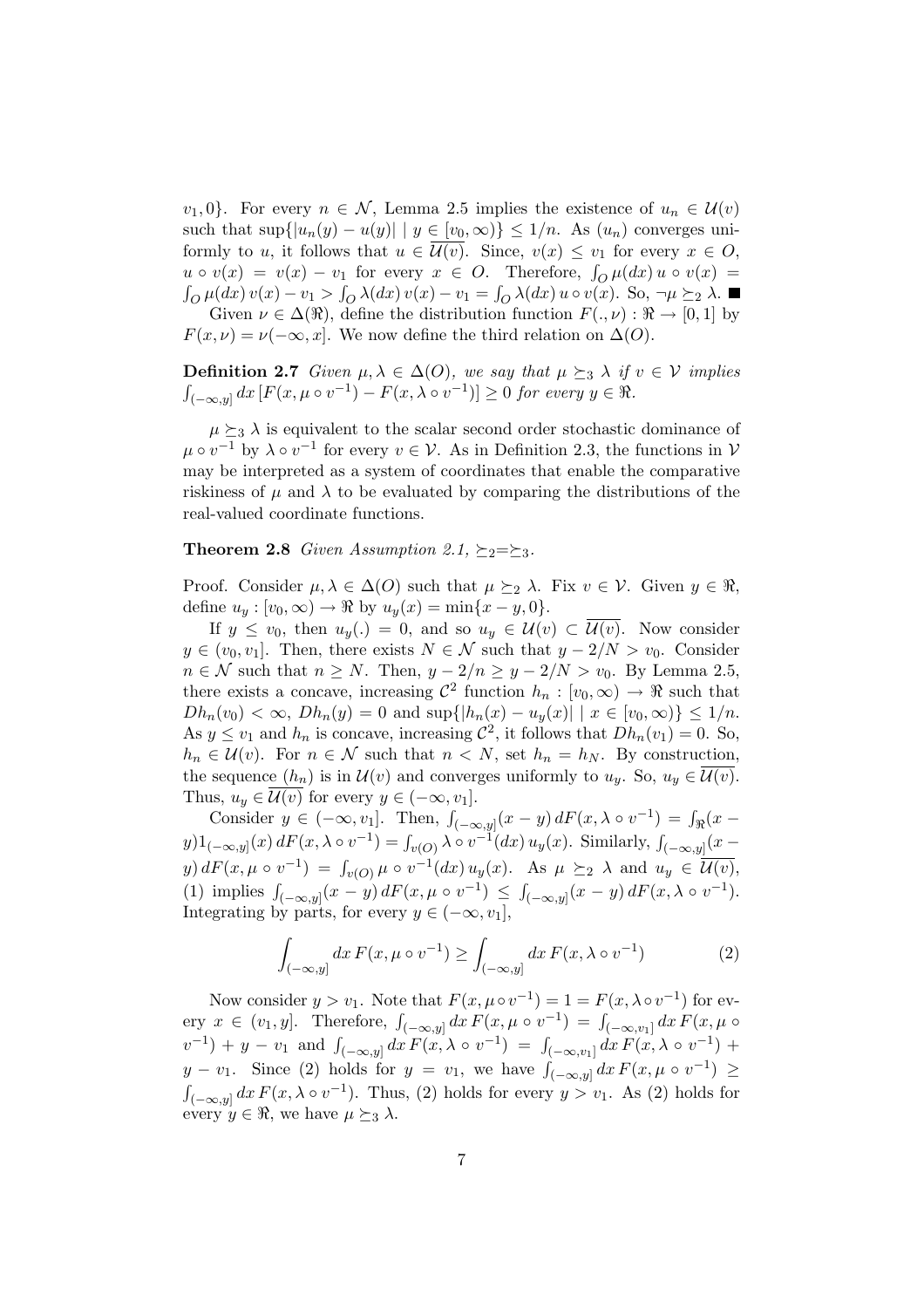$v_1, 0\}$. For every $n \in \mathcal{N}$, Lemma 2.5 implies the existence of $u_n \in \mathcal{U}(v)$ such that $\sup\{|u_n(y) - u(y)| \mid y \in [v_0, \infty)\} \leq 1/n$. As $(u_n)$ converges uniformly to $u$, it follows that $u \in \overline{\mathcal{U}(v)}$. Since, $v(x) \leq v_1$ for every $x \in O$, $u \circ v(x) = v(x) - v_1$ for every $x \in O$. Therefore, $\int_O \mu(dx)\, u \circ v(x) = \int_O \mu(dx)\, v(x) - v_1 > \int_O \lambda(dx)\, v(x) - v_1 = \int_O \lambda(dx)\, u \circ v(x)$. So, $\neg \mu \succeq_2 \lambda$. ■

Given $\nu \in \Delta(\Re)$, define the distribution function $F(., \nu) : \Re \to [0, 1]$ by $F(x, \nu) = \nu(-\infty, x]$. We now define the third relation on $\Delta(O)$.

**Definition 2.7** *Given $\mu, \lambda \in \Delta(O)$, we say that $\mu \succeq_3 \lambda$ if $v \in \mathcal{V}$ implies $\int_{(-\infty,y]} dx\, [F(x, \mu \circ v^{-1}) - F(x, \lambda \circ v^{-1})] \geq 0$ for every $y \in \Re$.*

$\mu \succeq_3 \lambda$ is equivalent to the scalar second order stochastic dominance of $\mu \circ v^{-1}$ by $\lambda \circ v^{-1}$ for every $v \in \mathcal{V}$. As in Definition 2.3, the functions in $\mathcal{V}$ may be interpreted as a system of coordinates that enable the comparative riskiness of $\mu$ and $\lambda$ to be evaluated by comparing the distributions of the real-valued coordinate functions.

**Theorem 2.8** *Given Assumption 2.1, $\succeq_2 = \succeq_3$.*

Proof. Consider $\mu, \lambda \in \Delta(O)$ such that $\mu \succeq_2 \lambda$. Fix $v \in \mathcal{V}$. Given $y \in \Re$, define $u_y : [v_0, \infty) \to \Re$ by $u_y(x) = \min\{x - y, 0\}$.

If $y \leq v_0$, then $u_y(.) = 0$, and so $u_y \in \mathcal{U}(v) \subset \overline{\mathcal{U}(v)}$. Now consider $y \in (v_0, v_1]$. Then, there exists $N \in \mathcal{N}$ such that $y - 2/N > v_0$. Consider $n \in \mathcal{N}$ such that $n \geq N$. Then, $y - 2/n \geq y - 2/N > v_0$. By Lemma 2.5, there exists a concave, increasing $\mathcal{C}^2$ function $h_n : [v_0, \infty) \to \Re$ such that $Dh_n(v_0) < \infty$, $Dh_n(y) = 0$ and $\sup\{|h_n(x) - u_y(x)| \mid x \in [v_0, \infty)\} \leq 1/n$. As $y \leq v_1$ and $h_n$ is concave, increasing $\mathcal{C}^2$, it follows that $Dh_n(v_1) = 0$. So, $h_n \in \mathcal{U}(v)$. For $n \in \mathcal{N}$ such that $n < N$, set $h_n = h_N$. By construction, the sequence $(h_n)$ is in $\mathcal{U}(v)$ and converges uniformly to $u_y$. So, $u_y \in \overline{\mathcal{U}(v)}$. Thus, $u_y \in \overline{\mathcal{U}(v)}$ for every $y \in (-\infty, v_1]$.

Consider $y \in (-\infty, v_1]$. Then, $\int_{(-\infty,y]} (x - y)\, dF(x, \lambda \circ v^{-1}) = \int_{\Re} (x - y) 1_{(-\infty,y]}(x)\, dF(x, \lambda \circ v^{-1}) = \int_{v(O)} \lambda \circ v^{-1}(dx)\, u_y(x)$. Similarly, $\int_{(-\infty,y]} (x - y)\, dF(x, \mu \circ v^{-1}) = \int_{v(O)} \mu \circ v^{-1}(dx)\, u_y(x)$. As $\mu \succeq_2 \lambda$ and $u_y \in \overline{\mathcal{U}(v)}$, (1) implies $\int_{(-\infty,y]} (x - y)\, dF(x, \mu \circ v^{-1}) \leq \int_{(-\infty,y]} (x - y)\, dF(x, \lambda \circ v^{-1})$. Integrating by parts, for every $y \in (-\infty, v_1]$,

$$\int_{(-\infty,y]} dx\, F(x, \mu \circ v^{-1}) \geq \int_{(-\infty,y]} dx\, F(x, \lambda \circ v^{-1}) \tag{2}$$

Now consider $y > v_1$. Note that $F(x, \mu \circ v^{-1}) = 1 = F(x, \lambda \circ v^{-1})$ for every $x \in (v_1, y]$. Therefore, $\int_{(-\infty,y]} dx\, F(x, \mu \circ v^{-1}) = \int_{(-\infty,v_1]} dx\, F(x, \mu \circ v^{-1}) + y - v_1$ and $\int_{(-\infty,y]} dx\, F(x, \lambda \circ v^{-1}) = \int_{(-\infty,v_1]} dx\, F(x, \lambda \circ v^{-1}) + y - v_1$. Since (2) holds for $y = v_1$, we have $\int_{(-\infty,y]} dx\, F(x, \mu \circ v^{-1}) \geq \int_{(-\infty,y]} dx\, F(x, \lambda \circ v^{-1})$. Thus, (2) holds for every $y > v_1$. As (2) holds for every $y \in \Re$, we have $\mu \succeq_3 \lambda$.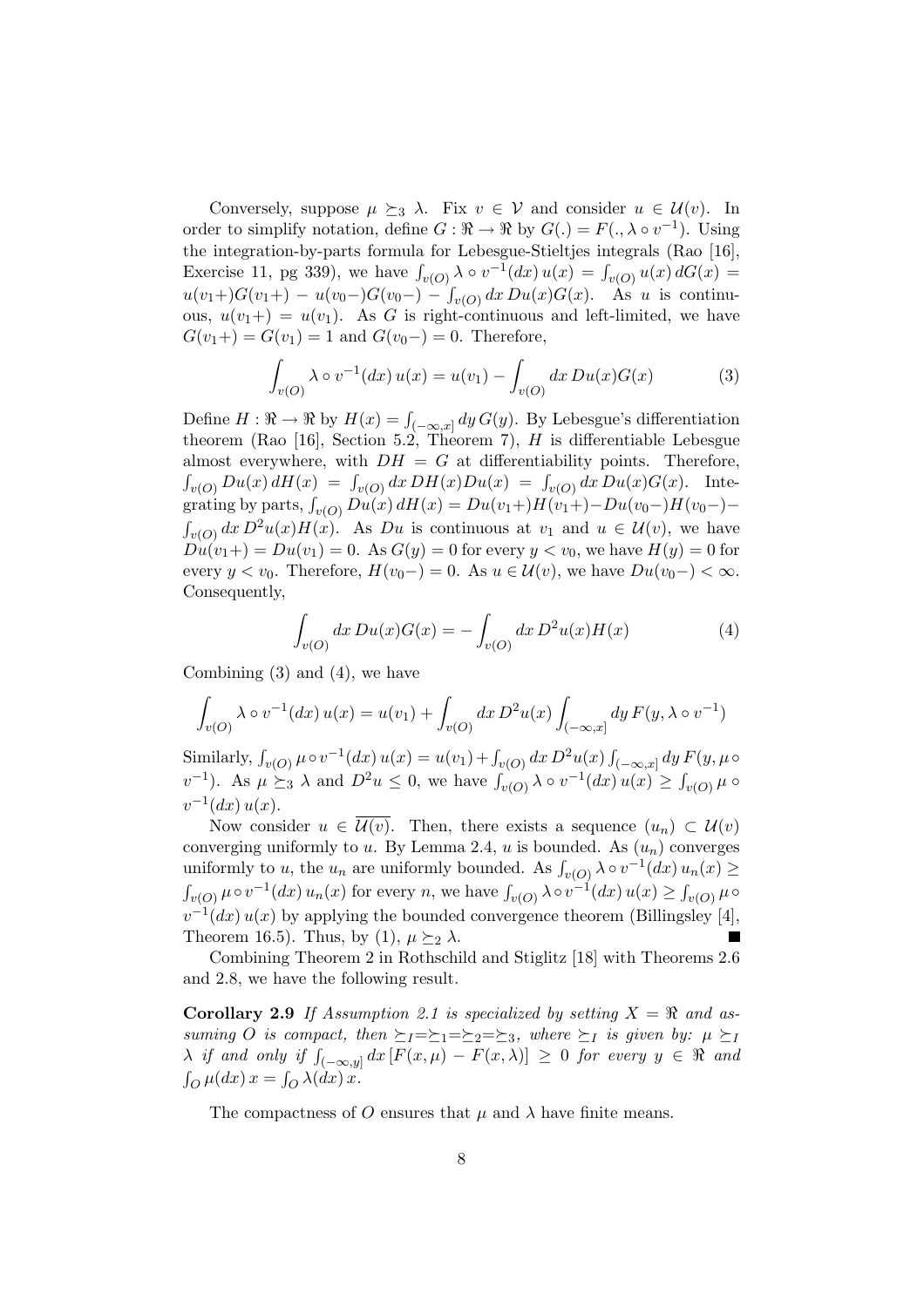Conversely, suppose $\mu \succeq_3 \lambda$. Fix $v \in \mathcal{V}$ and consider $u \in \mathcal{U}(v)$. In order to simplify notation, define $G : \Re \to \Re$ by $G(.) = F(., \lambda \circ v^{-1})$. Using the integration-by-parts formula for Lebesgue-Stieltjes integrals (Rao [16], Exercise 11, pg 339), we have $\int_{v(O)} \lambda \circ v^{-1}(dx)\, u(x) = \int_{v(O)} u(x)\, dG(x) = u(v_1+)G(v_1+) - u(v_0-)G(v_0-) - \int_{v(O)} dx\, Du(x)G(x)$. As $u$ is continuous, $u(v_1+) = u(v_1)$. As $G$ is right-continuous and left-limited, we have $G(v_1+) = G(v_1) = 1$ and $G(v_0-) = 0$. Therefore,

$$\int_{v(O)} \lambda \circ v^{-1}(dx)\, u(x) = u(v_1) - \int_{v(O)} dx\, Du(x)G(x) \tag{3}$$

Define $H : \Re \to \Re$ by $H(x) = \int_{(-\infty,x]} dy\, G(y)$. By Lebesgue's differentiation theorem (Rao [16], Section 5.2, Theorem 7), $H$ is differentiable Lebesgue almost everywhere, with $DH = G$ at differentiability points. Therefore, $\int_{v(O)} Du(x)\, dH(x) = \int_{v(O)} dx\, DH(x)Du(x) = \int_{v(O)} dx\, Du(x)G(x)$. Integrating by parts, $\int_{v(O)} Du(x)\, dH(x) = Du(v_1+)H(v_1+) - Du(v_0-)H(v_0-) - \int_{v(O)} dx\, D^2u(x)H(x)$. As $Du$ is continuous at $v_1$ and $u \in \mathcal{U}(v)$, we have $Du(v_1+) = Du(v_1) = 0$. As $G(y) = 0$ for every $y < v_0$, we have $H(y) = 0$ for every $y < v_0$. Therefore, $H(v_0-) = 0$. As $u \in \mathcal{U}(v)$, we have $Du(v_0-) < \infty$. Consequently,

$$\int_{v(O)} dx\, Du(x)G(x) = -\int_{v(O)} dx\, D^2u(x)H(x) \tag{4}$$

Combining (3) and (4), we have

$$\int_{v(O)} \lambda \circ v^{-1}(dx)\, u(x) = u(v_1) + \int_{v(O)} dx\, D^2u(x) \int_{(-\infty,x]} dy\, F(y, \lambda \circ v^{-1})$$

Similarly, $\int_{v(O)} \mu \circ v^{-1}(dx)\, u(x) = u(v_1) + \int_{v(O)} dx\, D^2u(x) \int_{(-\infty,x]} dy\, F(y, \mu \circ v^{-1})$. As $\mu \succeq_3 \lambda$ and $D^2u \leq 0$, we have $\int_{v(O)} \lambda \circ v^{-1}(dx)\, u(x) \geq \int_{v(O)} \mu \circ v^{-1}(dx)\, u(x)$.

Now consider $u \in \overline{\mathcal{U}(v)}$. Then, there exists a sequence $(u_n) \subset \mathcal{U}(v)$ converging uniformly to $u$. By Lemma 2.4, $u$ is bounded. As $(u_n)$ converges uniformly to $u$, the $u_n$ are uniformly bounded. As $\int_{v(O)} \lambda \circ v^{-1}(dx)\, u_n(x) \geq \int_{v(O)} \mu \circ v^{-1}(dx)\, u_n(x)$ for every $n$, we have $\int_{v(O)} \lambda \circ v^{-1}(dx)\, u(x) \geq \int_{v(O)} \mu \circ v^{-1}(dx)\, u(x)$ by applying the bounded convergence theorem (Billingsley [4], Theorem 16.5). Thus, by (1), $\mu \succeq_2 \lambda$. ∎

Combining Theorem 2 in Rothschild and Stiglitz [18] with Theorems 2.6 and 2.8, we have the following result.

**Corollary 2.9** *If Assumption 2.1 is specialized by setting $X = \Re$ and assuming $O$ is compact, then $\succeq_I = \succeq_1 = \succeq_2 = \succeq_3$, where $\succeq_I$ is given by: $\mu \succeq_I \lambda$ if and only if $\int_{(-\infty,y]} dx\, [F(x, \mu) - F(x, \lambda)] \geq 0$ for every $y \in \Re$ and $\int_O \mu(dx)\, x = \int_O \lambda(dx)\, x$.*

The compactness of $O$ ensures that $\mu$ and $\lambda$ have finite means.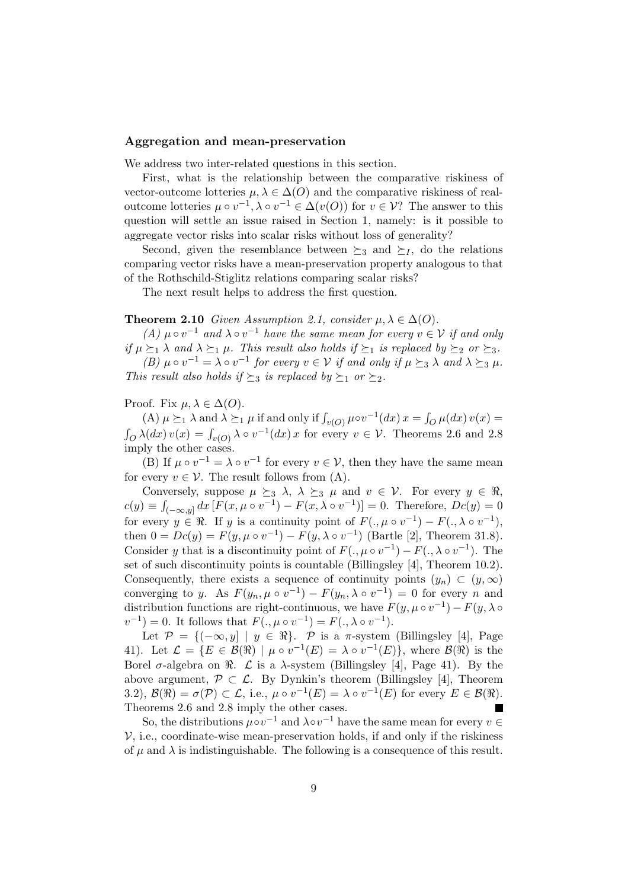### Aggregation and mean-preservation

We address two inter-related questions in this section.

First, what is the relationship between the comparative riskiness of vector-outcome lotteries $\mu, \lambda \in \Delta(O)$ and the comparative riskiness of real-outcome lotteries $\mu \circ v^{-1}, \lambda \circ v^{-1} \in \Delta(v(O))$ for $v \in \mathcal{V}$? The answer to this question will settle an issue raised in Section 1, namely: is it possible to aggregate vector risks into scalar risks without loss of generality?

Second, given the resemblance between $\succeq_3$ and $\succeq_I$, do the relations comparing vector risks have a mean-preservation property analogous to that of the Rothschild-Stiglitz relations comparing scalar risks?

The next result helps to address the first question.

**Theorem 2.10** *Given Assumption 2.1, consider $\mu, \lambda \in \Delta(O)$.*

*(A) $\mu \circ v^{-1}$ and $\lambda \circ v^{-1}$ have the same mean for every $v \in \mathcal{V}$ if and only if $\mu \succeq_1 \lambda$ and $\lambda \succeq_1 \mu$. This result also holds if $\succeq_1$ is replaced by $\succeq_2$ or $\succeq_3$.*

*(B) $\mu \circ v^{-1} = \lambda \circ v^{-1}$ for every $v \in \mathcal{V}$ if and only if $\mu \succeq_3 \lambda$ and $\lambda \succeq_3 \mu$. This result also holds if $\succeq_3$ is replaced by $\succeq_1$ or $\succeq_2$.*

Proof. Fix $\mu, \lambda \in \Delta(O)$.

(A) $\mu \succeq_1 \lambda$ and $\lambda \succeq_1 \mu$ if and only if $\int_{v(O)} \mu \circ v^{-1}(dx)\, x = \int_O \mu(dx)\, v(x) = \int_O \lambda(dx)\, v(x) = \int_{v(O)} \lambda \circ v^{-1}(dx)\, x$ for every $v \in \mathcal{V}$. Theorems 2.6 and 2.8 imply the other cases.

(B) If $\mu \circ v^{-1} = \lambda \circ v^{-1}$ for every $v \in \mathcal{V}$, then they have the same mean for every $v \in \mathcal{V}$. The result follows from (A).

Conversely, suppose $\mu \succeq_3 \lambda$, $\lambda \succeq_3 \mu$ and $v \in \mathcal{V}$. For every $y \in \Re$, $c(y) \equiv \int_{(-\infty,y]} dx\, [F(x, \mu \circ v^{-1}) - F(x, \lambda \circ v^{-1})] = 0$. Therefore, $Dc(y) = 0$ for every $y \in \Re$. If $y$ is a continuity point of $F(., \mu \circ v^{-1}) - F(., \lambda \circ v^{-1})$, then $0 = Dc(y) = F(y, \mu \circ v^{-1}) - F(y, \lambda \circ v^{-1})$ (Bartle [2], Theorem 31.8). Consider $y$ that is a discontinuity point of $F(., \mu \circ v^{-1}) - F(., \lambda \circ v^{-1})$. The set of such discontinuity points is countable (Billingsley [4], Theorem 10.2). Consequently, there exists a sequence of continuity points $(y_n) \subset (y, \infty)$ converging to $y$. As $F(y_n, \mu \circ v^{-1}) - F(y_n, \lambda \circ v^{-1}) = 0$ for every $n$ and distribution functions are right-continuous, we have $F(y, \mu \circ v^{-1}) - F(y, \lambda \circ v^{-1}) = 0$. It follows that $F(., \mu \circ v^{-1}) = F(., \lambda \circ v^{-1})$.

Let $\mathcal{P} = \{(-\infty, y] \mid y \in \Re\}$. $\mathcal{P}$ is a $\pi$-system (Billingsley [4], Page 41). Let $\mathcal{L} = \{E \in \mathcal{B}(\Re) \mid \mu \circ v^{-1}(E) = \lambda \circ v^{-1}(E)\}$, where $\mathcal{B}(\Re)$ is the Borel $\sigma$-algebra on $\Re$. $\mathcal{L}$ is a $\lambda$-system (Billingsley [4], Page 41). By the above argument, $\mathcal{P} \subset \mathcal{L}$. By Dynkin's theorem (Billingsley [4], Theorem 3.2), $\mathcal{B}(\Re) = \sigma(\mathcal{P}) \subset \mathcal{L}$, i.e., $\mu \circ v^{-1}(E) = \lambda \circ v^{-1}(E)$ for every $E \in \mathcal{B}(\Re)$. Theorems 2.6 and 2.8 imply the other cases. ■

So, the distributions $\mu \circ v^{-1}$ and $\lambda \circ v^{-1}$ have the same mean for every $v \in \mathcal{V}$, i.e., coordinate-wise mean-preservation holds, if and only if the riskiness of $\mu$ and $\lambda$ is indistinguishable. The following is a consequence of this result.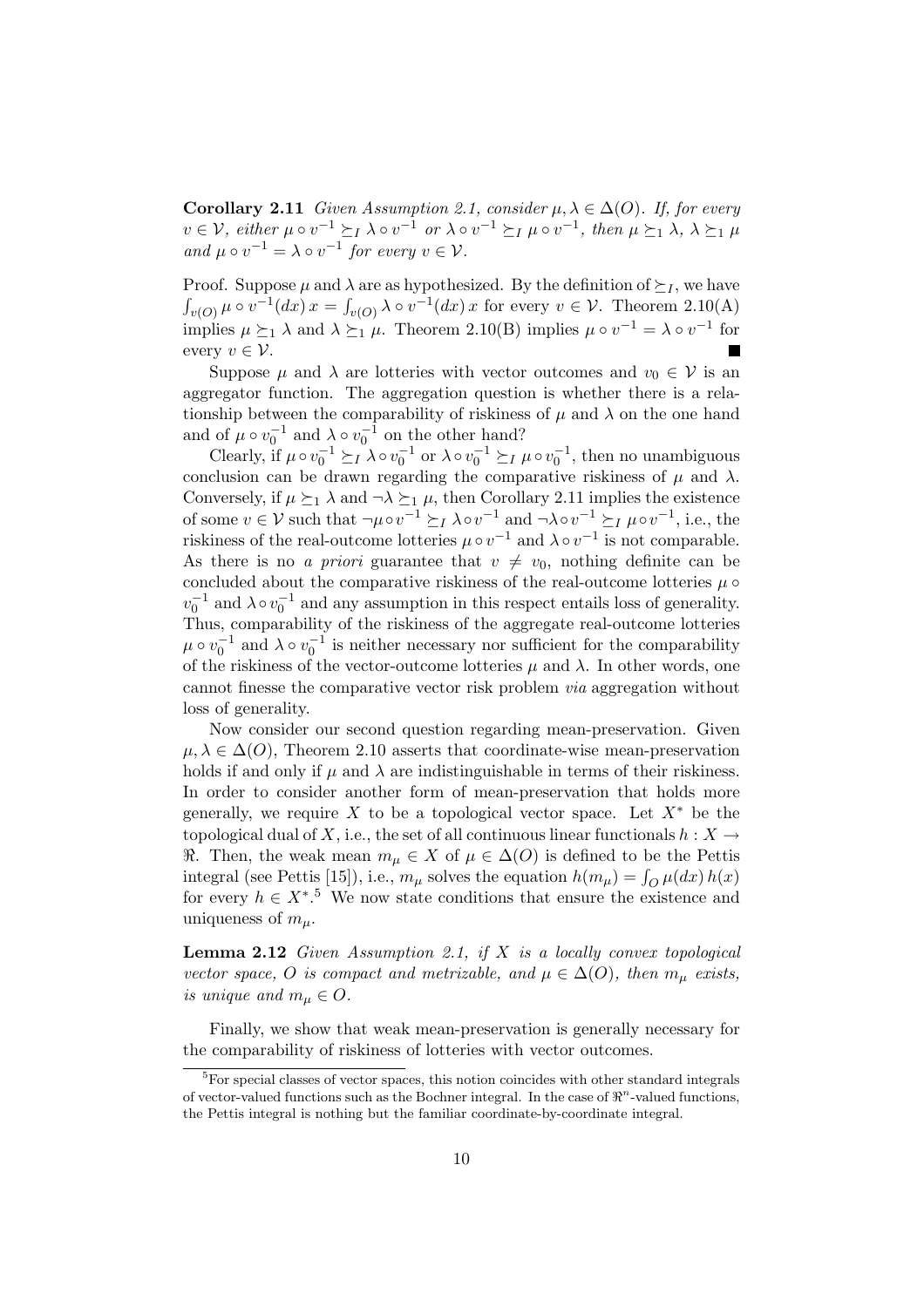**Corollary 2.11** *Given Assumption 2.1, consider $\mu, \lambda \in \Delta(O)$. If, for every $v \in \mathcal{V}$, either $\mu \circ v^{-1} \succeq_I \lambda \circ v^{-1}$ or $\lambda \circ v^{-1} \succeq_I \mu \circ v^{-1}$, then $\mu \succeq_1 \lambda$, $\lambda \succeq_1 \mu$ and $\mu \circ v^{-1} = \lambda \circ v^{-1}$ for every $v \in \mathcal{V}$.*

Proof. Suppose $\mu$ and $\lambda$ are as hypothesized. By the definition of $\succeq_I$, we have $\int_{v(O)} \mu \circ v^{-1}(dx)\, x = \int_{v(O)} \lambda \circ v^{-1}(dx)\, x$ for every $v \in \mathcal{V}$. Theorem 2.10(A) implies $\mu \succeq_1 \lambda$ and $\lambda \succeq_1 \mu$. Theorem 2.10(B) implies $\mu \circ v^{-1} = \lambda \circ v^{-1}$ for every $v \in \mathcal{V}$. ■

Suppose $\mu$ and $\lambda$ are lotteries with vector outcomes and $v_0 \in \mathcal{V}$ is an aggregator function. The aggregation question is whether there is a relationship between the comparability of riskiness of $\mu$ and $\lambda$ on the one hand and of $\mu \circ v_0^{-1}$ and $\lambda \circ v_0^{-1}$ on the other hand?

Clearly, if $\mu \circ v_0^{-1} \succeq_I \lambda \circ v_0^{-1}$ or $\lambda \circ v_0^{-1} \succeq_I \mu \circ v_0^{-1}$, then no unambiguous conclusion can be drawn regarding the comparative riskiness of $\mu$ and $\lambda$. Conversely, if $\mu \succeq_1 \lambda$ and $\neg\lambda \succeq_1 \mu$, then Corollary 2.11 implies the existence of some $v \in \mathcal{V}$ such that $\neg\mu \circ v^{-1} \succeq_I \lambda \circ v^{-1}$ and $\neg\lambda \circ v^{-1} \succeq_I \mu \circ v^{-1}$, i.e., the riskiness of the real-outcome lotteries $\mu \circ v^{-1}$ and $\lambda \circ v^{-1}$ is not comparable. As there is no *a priori* guarantee that $v \neq v_0$, nothing definite can be concluded about the comparative riskiness of the real-outcome lotteries $\mu \circ v_0^{-1}$ and $\lambda \circ v_0^{-1}$ and any assumption in this respect entails loss of generality. Thus, comparability of the riskiness of the aggregate real-outcome lotteries $\mu \circ v_0^{-1}$ and $\lambda \circ v_0^{-1}$ is neither necessary nor sufficient for the comparability of the riskiness of the vector-outcome lotteries $\mu$ and $\lambda$. In other words, one cannot finesse the comparative vector risk problem *via* aggregation without loss of generality.

Now consider our second question regarding mean-preservation. Given $\mu, \lambda \in \Delta(O)$, Theorem 2.10 asserts that coordinate-wise mean-preservation holds if and only if $\mu$ and $\lambda$ are indistinguishable in terms of their riskiness. In order to consider another form of mean-preservation that holds more generally, we require $X$ to be a topological vector space. Let $X^*$ be the topological dual of $X$, i.e., the set of all continuous linear functionals $h : X \to \Re$. Then, the weak mean $m_\mu \in X$ of $\mu \in \Delta(O)$ is defined to be the Pettis integral (see Pettis [15]), i.e., $m_\mu$ solves the equation $h(m_\mu) = \int_O \mu(dx)\, h(x)$ for every $h \in X^*$.[5] We now state conditions that ensure the existence and uniqueness of $m_\mu$.

**Lemma 2.12** *Given Assumption 2.1, if $X$ is a locally convex topological vector space, $O$ is compact and metrizable, and $\mu \in \Delta(O)$, then $m_\mu$ exists, is unique and $m_\mu \in O$.*

Finally, we show that weak mean-preservation is generally necessary for the comparability of riskiness of lotteries with vector outcomes.

[5] For special classes of vector spaces, this notion coincides with other standard integrals of vector-valued functions such as the Bochner integral. In the case of $\Re^n$-valued functions, the Pettis integral is nothing but the familiar coordinate-by-coordinate integral.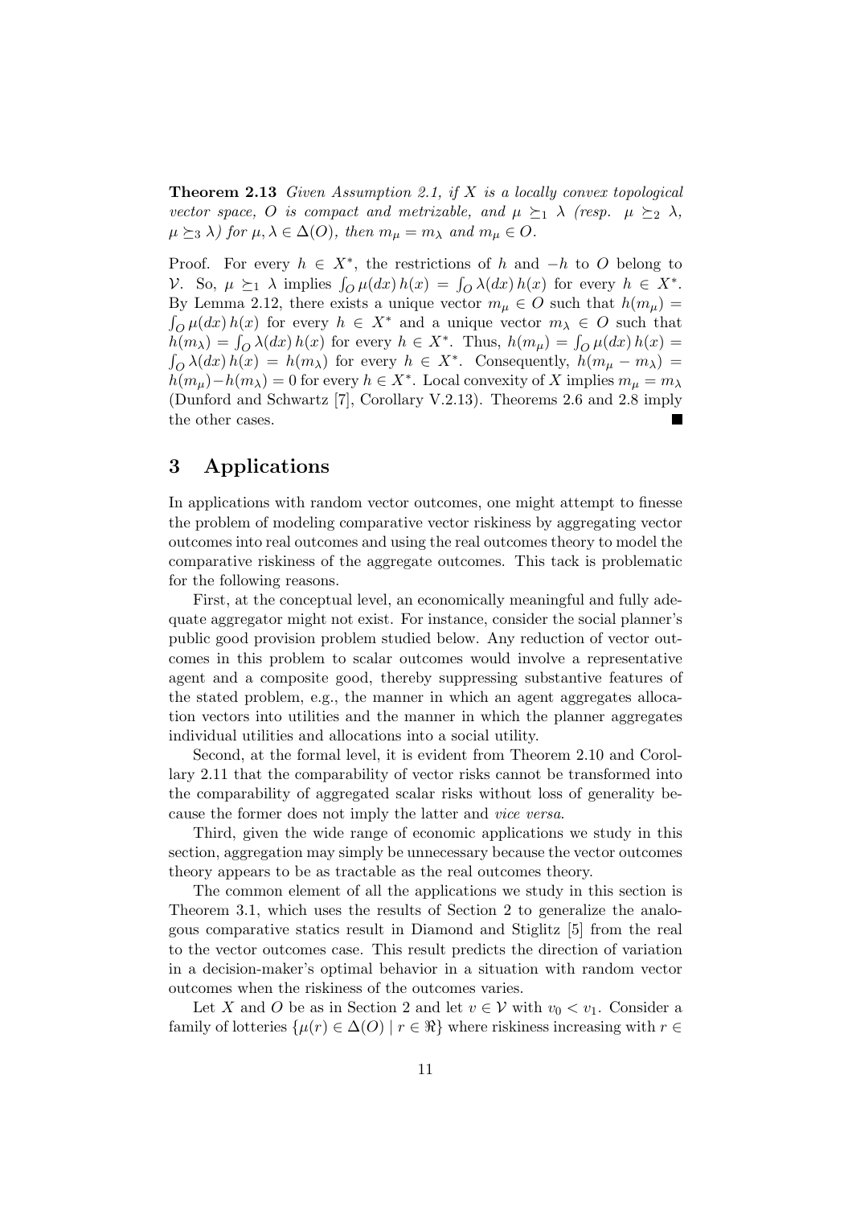**Theorem 2.13** *Given Assumption 2.1, if $X$ is a locally convex topological vector space, $O$ is compact and metrizable, and $\mu \succeq_1 \lambda$ (resp. $\mu \succeq_2 \lambda$, $\mu \succeq_3 \lambda$) for $\mu, \lambda \in \Delta(O)$, then $m_\mu = m_\lambda$ and $m_\mu \in O$.*

Proof. For every $h \in X^*$, the restrictions of $h$ and $-h$ to $O$ belong to $\mathcal{V}$. So, $\mu \succeq_1 \lambda$ implies $\int_O \mu(dx)\, h(x) = \int_O \lambda(dx)\, h(x)$ for every $h \in X^*$. By Lemma 2.12, there exists a unique vector $m_\mu \in O$ such that $h(m_\mu) = \int_O \mu(dx)\, h(x)$ for every $h \in X^*$ and a unique vector $m_\lambda \in O$ such that $h(m_\lambda) = \int_O \lambda(dx)\, h(x)$ for every $h \in X^*$. Thus, $h(m_\mu) = \int_O \mu(dx)\, h(x) = \int_O \lambda(dx)\, h(x) = h(m_\lambda)$ for every $h \in X^*$. Consequently, $h(m_\mu - m_\lambda) = h(m_\mu) - h(m_\lambda) = 0$ for every $h \in X^*$. Local convexity of $X$ implies $m_\mu = m_\lambda$ (Dunford and Schwartz [7], Corollary V.2.13). Theorems 2.6 and 2.8 imply the other cases. ■

## 3 Applications

In applications with random vector outcomes, one might attempt to finesse the problem of modeling comparative vector riskiness by aggregating vector outcomes into real outcomes and using the real outcomes theory to model the comparative riskiness of the aggregate outcomes. This tack is problematic for the following reasons.

First, at the conceptual level, an economically meaningful and fully adequate aggregator might not exist. For instance, consider the social planner's public good provision problem studied below. Any reduction of vector outcomes in this problem to scalar outcomes would involve a representative agent and a composite good, thereby suppressing substantive features of the stated problem, e.g., the manner in which an agent aggregates allocation vectors into utilities and the manner in which the planner aggregates individual utilities and allocations into a social utility.

Second, at the formal level, it is evident from Theorem 2.10 and Corollary 2.11 that the comparability of vector risks cannot be transformed into the comparability of aggregated scalar risks without loss of generality because the former does not imply the latter and *vice versa*.

Third, given the wide range of economic applications we study in this section, aggregation may simply be unnecessary because the vector outcomes theory appears to be as tractable as the real outcomes theory.

The common element of all the applications we study in this section is Theorem 3.1, which uses the results of Section 2 to generalize the analogous comparative statics result in Diamond and Stiglitz [5] from the real to the vector outcomes case. This result predicts the direction of variation in a decision-maker's optimal behavior in a situation with random vector outcomes when the riskiness of the outcomes varies.

Let $X$ and $O$ be as in Section 2 and let $v \in \mathcal{V}$ with $v_0 < v_1$. Consider a family of lotteries $\{\mu(r) \in \Delta(O) \mid r \in \Re\}$ where riskiness increasing with $r \in$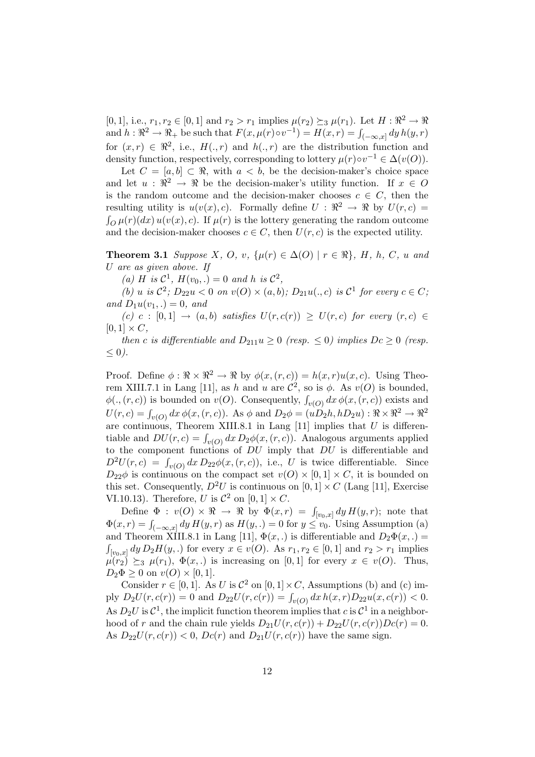$[0,1]$, i.e., $r_1, r_2 \in [0,1]$ and $r_2 > r_1$ implies $\mu(r_2) \succeq_3 \mu(r_1)$. Let $H : \Re^2 \to \Re$ and $h : \Re^2 \to \Re_+$ be such that $F(x, \mu(r) \circ v^{-1}) = H(x,r) = \int_{(-\infty,x]} dy\, h(y,r)$ for $(x,r) \in \Re^2$, i.e., $H(.,r)$ and $h(.,r)$ are the distribution function and density function, respectively, corresponding to lottery $\mu(r) \circ v^{-1} \in \Delta(v(O))$.

Let $C = [a,b] \subset \Re$, with $a < b$, be the decision-maker's choice space and let $u : \Re^2 \to \Re$ be the decision-maker's utility function. If $x \in O$ is the random outcome and the decision-maker chooses $c \in C$, then the resulting utility is $u(v(x), c)$. Formally define $U : \Re^2 \to \Re$ by $U(r,c) = \int_O \mu(r)(dx)\, u(v(x), c)$. If $\mu(r)$ is the lottery generating the random outcome and the decision-maker chooses $c \in C$, then $U(r,c)$ is the expected utility.

**Theorem 3.1** *Suppose $X$, $O$, $v$, $\{\mu(r) \in \Delta(O) \mid r \in \Re\}$, $H$, $h$, $C$, $u$ and $U$ are as given above. If*

*(a) $H$ is $\mathcal{C}^1$, $H(v_0, .) = 0$ and $h$ is $\mathcal{C}^2$,*

*(b) $u$ is $\mathcal{C}^2$; $D_{22}u < 0$ on $v(O) \times (a,b)$; $D_{21}u(.,c)$ is $\mathcal{C}^1$ for every $c \in C$; and $D_1 u(v_1, .) = 0$, and*

*(c) $c : [0,1] \to (a,b)$ satisfies $U(r, c(r)) \geq U(r,c)$ for every $(r,c) \in [0,1] \times C$,*

*then $c$ is differentiable and $D_{211}u \geq 0$ (resp. $\leq 0$) implies $Dc \geq 0$ (resp. $\leq 0$).*

Proof. Define $\phi : \Re \times \Re^2 \to \Re$ by $\phi(x,(r,c)) = h(x,r)u(x,c)$. Using Theorem XIII.7.1 in Lang [11], as $h$ and $u$ are $\mathcal{C}^2$, so is $\phi$. As $v(O)$ is bounded, $\phi(.,(r,c))$ is bounded on $v(O)$. Consequently, $\int_{v(O)} dx\, \phi(x,(r,c))$ exists and $U(r,c) = \int_{v(O)} dx\, \phi(x,(r,c))$. As $\phi$ and $D_2\phi = (uD_2h, hD_2u) : \Re \times \Re^2 \to \Re^2$ are continuous, Theorem XIII.8.1 in Lang [11] implies that $U$ is differentiable and $DU(r,c) = \int_{v(O)} dx\, D_2\phi(x,(r,c))$. Analogous arguments applied to the component functions of $DU$ imply that $DU$ is differentiable and $D^2U(r,c) = \int_{v(O)} dx\, D_{22}\phi(x,(r,c))$, i.e., $U$ is twice differentiable. Since $D_{22}\phi$ is continuous on the compact set $v(O) \times [0,1] \times C$, it is bounded on this set. Consequently, $D^2U$ is continuous on $[0,1] \times C$ (Lang [11], Exercise VI.10.13). Therefore, $U$ is $\mathcal{C}^2$ on $[0,1] \times C$.

Define $\Phi : v(O) \times \Re \to \Re$ by $\Phi(x,r) = \int_{[v_0,x]} dy\, H(y,r)$; note that $\Phi(x,r) = \int_{(-\infty,x]} dy\, H(y,r)$ as $H(y,.) = 0$ for $y \leq v_0$. Using Assumption (a) and Theorem XIII.8.1 in Lang [11], $\Phi(x,.)$ is differentiable and $D_2\Phi(x,.) = \int_{[v_0,x]} dy\, D_2H(y,.)$ for every $x \in v(O)$. As $r_1, r_2 \in [0,1]$ and $r_2 > r_1$ implies $\mu(r_2) \succeq_3 \mu(r_1)$, $\Phi(x,.)$ is increasing on $[0,1]$ for every $x \in v(O)$. Thus, $D_2\Phi \geq 0$ on $v(O) \times [0,1]$.

Consider $r \in [0,1]$. As $U$ is $\mathcal{C}^2$ on $[0,1] \times C$, Assumptions (b) and (c) imply $D_2U(r,c(r)) = 0$ and $D_{22}U(r,c(r)) = \int_{v(O)} dx\, h(x,r) D_{22}u(x,c(r)) < 0$. As $D_2U$ is $\mathcal{C}^1$, the implicit function theorem implies that $c$ is $\mathcal{C}^1$ in a neighborhood of $r$ and the chain rule yields $D_{21}U(r,c(r)) + D_{22}U(r,c(r))Dc(r) = 0$. As $D_{22}U(r,c(r)) < 0$, $Dc(r)$ and $D_{21}U(r,c(r))$ have the same sign.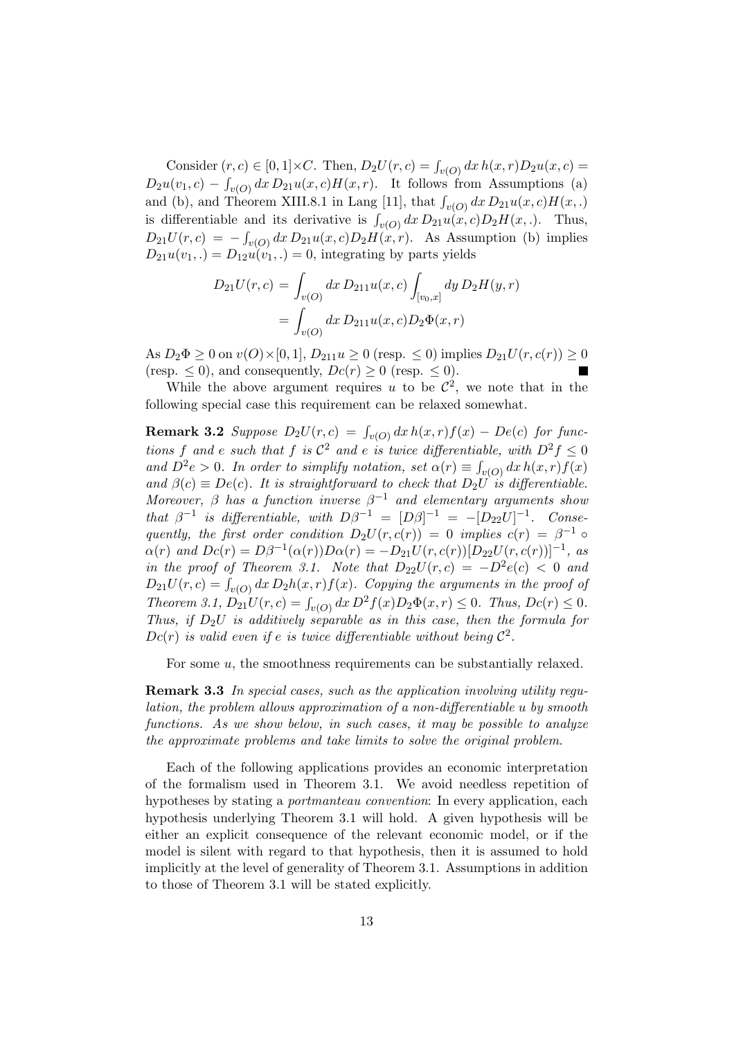Consider $(r, c) \in [0,1] \times C$. Then, $D_2 U(r,c) = \int_{v(O)} dx\, h(x,r) D_2 u(x,c) = D_2 u(v_1, c) - \int_{v(O)} dx\, D_{21} u(x,c) H(x,r)$. It follows from Assumptions (a) and (b), and Theorem XIII.8.1 in Lang [11], that $\int_{v(O)} dx\, D_{21} u(x,c) H(x,.)$ is differentiable and its derivative is $\int_{v(O)} dx\, D_{21} u(x,c) D_2 H(x,.)$. Thus, $D_{21} U(r,c) = -\int_{v(O)} dx\, D_{21} u(x,c) D_2 H(x,r)$. As Assumption (b) implies $D_{21} u(v_1,.) = D_{12} u(v_1,.) = 0$, integrating by parts yields

$$\begin{aligned} D_{21} U(r,c) &= \int_{v(O)} dx\, D_{211} u(x,c) \int_{[v_0,x]} dy\, D_2 H(y,r) \\ &= \int_{v(O)} dx\, D_{211} u(x,c) D_2 \Phi(x,r) \end{aligned}$$

As $D_2 \Phi \geq 0$ on $v(O) \times [0,1]$, $D_{211} u \geq 0$ (resp. $\leq 0$) implies $D_{21} U(r, c(r)) \geq 0$ (resp. $\leq 0$), and consequently, $Dc(r) \geq 0$ (resp. $\leq 0$). ∎

While the above argument requires $u$ to be $\mathcal{C}^2$, we note that in the following special case this requirement can be relaxed somewhat.

**Remark 3.2** *Suppose $D_2 U(r,c) = \int_{v(O)} dx\, h(x,r) f(x) - De(c)$ for functions $f$ and $e$ such that $f$ is $\mathcal{C}^2$ and $e$ is twice differentiable, with $D^2 f \leq 0$ and $D^2 e > 0$. In order to simplify notation, set $\alpha(r) \equiv \int_{v(O)} dx\, h(x,r) f(x)$ and $\beta(c) \equiv De(c)$. It is straightforward to check that $D_2 U$ is differentiable. Moreover, $\beta$ has a function inverse $\beta^{-1}$ and elementary arguments show that $\beta^{-1}$ is differentiable, with $D\beta^{-1} = [D\beta]^{-1} = -[D_{22} U]^{-1}$. Consequently, the first order condition $D_2 U(r, c(r)) = 0$ implies $c(r) = \beta^{-1} \circ \alpha(r)$ and $Dc(r) = D\beta^{-1}(\alpha(r)) D\alpha(r) = -D_{21} U(r, c(r)) [D_{22} U(r, c(r))]^{-1}$, as in the proof of Theorem 3.1. Note that $D_{22} U(r,c) = -D^2 e(c) < 0$ and $D_{21} U(r,c) = \int_{v(O)} dx\, D_2 h(x,r) f(x)$. Copying the arguments in the proof of Theorem 3.1, $D_{21} U(r,c) = \int_{v(O)} dx\, D^2 f(x) D_2 \Phi(x,r) \leq 0$. Thus, $Dc(r) \leq 0$. Thus, if $D_2 U$ is additively separable as in this case, then the formula for $Dc(r)$ is valid even if $e$ is twice differentiable without being $\mathcal{C}^2$.*

For some $u$, the smoothness requirements can be substantially relaxed.

**Remark 3.3** *In special cases, such as the application involving utility regulation, the problem allows approximation of a non-differentiable $u$ by smooth functions. As we show below, in such cases, it may be possible to analyze the approximate problems and take limits to solve the original problem.*

Each of the following applications provides an economic interpretation of the formalism used in Theorem 3.1. We avoid needless repetition of hypotheses by stating a *portmanteau convention*: In every application, each hypothesis underlying Theorem 3.1 will hold. A given hypothesis will be either an explicit consequence of the relevant economic model, or if the model is silent with regard to that hypothesis, then it is assumed to hold implicitly at the level of generality of Theorem 3.1. Assumptions in addition to those of Theorem 3.1 will be stated explicitly.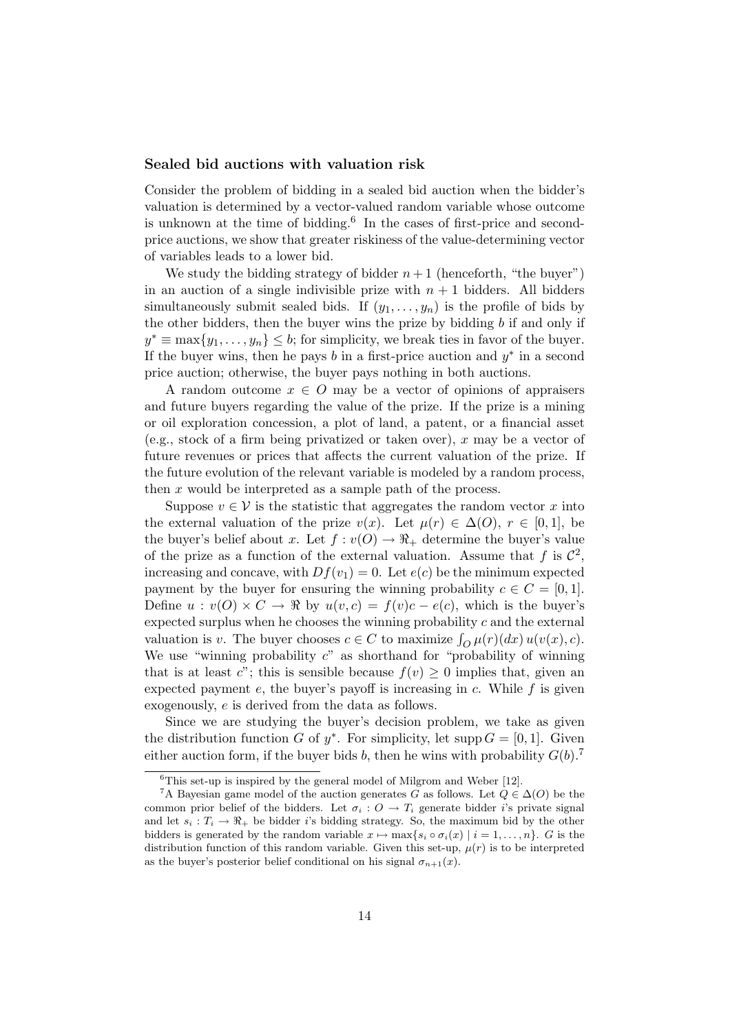### Sealed bid auctions with valuation risk

Consider the problem of bidding in a sealed bid auction when the bidder's valuation is determined by a vector-valued random variable whose outcome is unknown at the time of bidding.[6] In the cases of first-price and second-price auctions, we show that greater riskiness of the value-determining vector of variables leads to a lower bid.

We study the bidding strategy of bidder $n+1$ (henceforth, "the buyer") in an auction of a single indivisible prize with $n+1$ bidders. All bidders simultaneously submit sealed bids. If $(y_1, \ldots, y_n)$ is the profile of bids by the other bidders, then the buyer wins the prize by bidding $b$ if and only if $y^* \equiv \max\{y_1, \ldots, y_n\} \leq b$; for simplicity, we break ties in favor of the buyer. If the buyer wins, then he pays $b$ in a first-price auction and $y^*$ in a second price auction; otherwise, the buyer pays nothing in both auctions.

A random outcome $x \in O$ may be a vector of opinions of appraisers and future buyers regarding the value of the prize. If the prize is a mining or oil exploration concession, a plot of land, a patent, or a financial asset (e.g., stock of a firm being privatized or taken over), $x$ may be a vector of future revenues or prices that affects the current valuation of the prize. If the future evolution of the relevant variable is modeled by a random process, then $x$ would be interpreted as a sample path of the process.

Suppose $v \in \mathcal{V}$ is the statistic that aggregates the random vector $x$ into the external valuation of the prize $v(x)$. Let $\mu(r) \in \Delta(O)$, $r \in [0,1]$, be the buyer's belief about $x$. Let $f : v(O) \to \Re_+$ determine the buyer's value of the prize as a function of the external valuation. Assume that $f$ is $\mathcal{C}^2$, increasing and concave, with $Df(v_1) = 0$. Let $e(c)$ be the minimum expected payment by the buyer for ensuring the winning probability $c \in C = [0,1]$. Define $u : v(O) \times C \to \Re$ by $u(v,c) = f(v)c - e(c)$, which is the buyer's expected surplus when he chooses the winning probability $c$ and the external valuation is $v$. The buyer chooses $c \in C$ to maximize $\int_O \mu(r)(dx)\, u(v(x), c)$. We use "winning probability $c$" as shorthand for "probability of winning that is at least $c$"; this is sensible because $f(v) \geq 0$ implies that, given an expected payment $e$, the buyer's payoff is increasing in $c$. While $f$ is given exogenously, $e$ is derived from the data as follows.

Since we are studying the buyer's decision problem, we take as given the distribution function $G$ of $y^*$. For simplicity, let $\operatorname{supp} G = [0,1]$. Given either auction form, if the buyer bids $b$, then he wins with probability $G(b)$.[7]

[6] This set-up is inspired by the general model of Milgrom and Weber [12].

[7] A Bayesian game model of the auction generates $G$ as follows. Let $Q \in \Delta(O)$ be the common prior belief of the bidders. Let $\sigma_i : O \to T_i$ generate bidder $i$'s private signal and let $s_i : T_i \to \Re_+$ be bidder $i$'s bidding strategy. So, the maximum bid by the other bidders is generated by the random variable $x \mapsto \max\{s_i \circ \sigma_i(x) \mid i = 1, \ldots, n\}$. $G$ is the distribution function of this random variable. Given this set-up, $\mu(r)$ is to be interpreted as the buyer's posterior belief conditional on his signal $\sigma_{n+1}(x)$.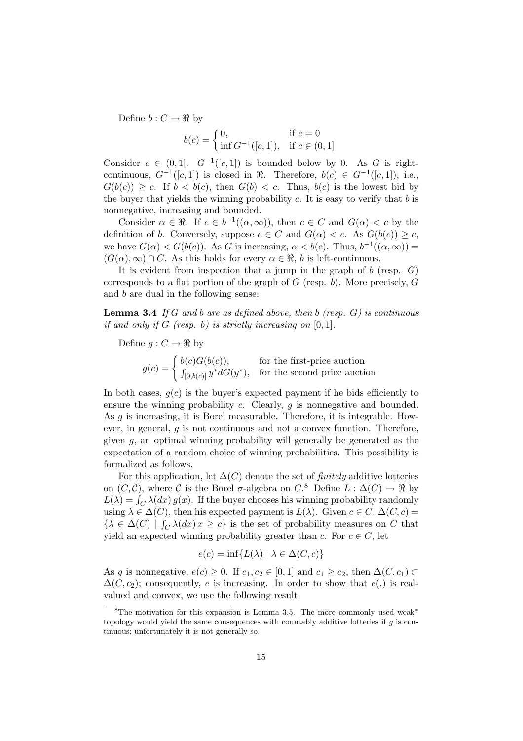Define $b : C \to \Re$ by

$$b(c) = \begin{cases} 0, & \text{if } c = 0 \\ \inf G^{-1}([c, 1]), & \text{if } c \in (0, 1] \end{cases}$$

Consider $c \in (0, 1]$. $G^{-1}([c, 1])$ is bounded below by 0. As $G$ is right-continuous, $G^{-1}([c, 1])$ is closed in $\Re$. Therefore, $b(c) \in G^{-1}([c, 1])$, i.e., $G(b(c)) \geq c$. If $b < b(c)$, then $G(b) < c$. Thus, $b(c)$ is the lowest bid by the buyer that yields the winning probability $c$. It is easy to verify that $b$ is nonnegative, increasing and bounded.

Consider $\alpha \in \Re$. If $c \in b^{-1}((\alpha, \infty))$, then $c \in C$ and $G(\alpha) < c$ by the definition of $b$. Conversely, suppose $c \in C$ and $G(\alpha) < c$. As $G(b(c)) \geq c$, we have $G(\alpha) < G(b(c))$. As $G$ is increasing, $\alpha < b(c)$. Thus, $b^{-1}((\alpha, \infty)) = (G(\alpha), \infty) \cap C$. As this holds for every $\alpha \in \Re$, $b$ is left-continuous.

It is evident from inspection that a jump in the graph of $b$ (resp. $G$) corresponds to a flat portion of the graph of $G$ (resp. $b$). More precisely, $G$ and $b$ are dual in the following sense:

**Lemma 3.4** *If $G$ and $b$ are as defined above, then $b$ (resp. $G$) is continuous if and only if $G$ (resp. $b$) is strictly increasing on $[0, 1]$.*

Define $g : C \to \Re$ by

$$g(c) = \begin{cases} b(c)G(b(c)), & \text{for the first-price auction} \\ \int_{[0,b(c)]} y^* dG(y^*), & \text{for the second price auction} \end{cases}$$

In both cases, $g(c)$ is the buyer's expected payment if he bids efficiently to ensure the winning probability $c$. Clearly, $g$ is nonnegative and bounded. As $g$ is increasing, it is Borel measurable. Therefore, it is integrable. However, in general, $g$ is not continuous and not a convex function. Therefore, given $g$, an optimal winning probability will generally be generated as the expectation of a random choice of winning probabilities. This possibility is formalized as follows.

For this application, let $\Delta(C)$ denote the set of *finitely* additive lotteries on $(C, \mathcal{C})$, where $\mathcal{C}$ is the Borel $\sigma$-algebra on $C$.[8] Define $L : \Delta(C) \to \Re$ by $L(\lambda) = \int_C \lambda(dx)\, g(x)$. If the buyer chooses his winning probability randomly using $\lambda \in \Delta(C)$, then his expected payment is $L(\lambda)$. Given $c \in C$, $\Delta(C, c) = \{\lambda \in \Delta(C) \mid \int_C \lambda(dx)\, x \geq c\}$ is the set of probability measures on $C$ that yield an expected winning probability greater than $c$. For $c \in C$, let

$$e(c) = \inf\{L(\lambda) \mid \lambda \in \Delta(C, c)\}$$

As $g$ is nonnegative, $e(c) \geq 0$. If $c_1, c_2 \in [0, 1]$ and $c_1 \geq c_2$, then $\Delta(C, c_1) \subset \Delta(C, c_2)$; consequently, $e$ is increasing. In order to show that $e(.)$ is real-valued and convex, we use the following result.

[8] The motivation for this expansion is Lemma 3.5. The more commonly used weak* topology would yield the same consequences with countably additive lotteries if $g$ is continuous; unfortunately it is not generally so.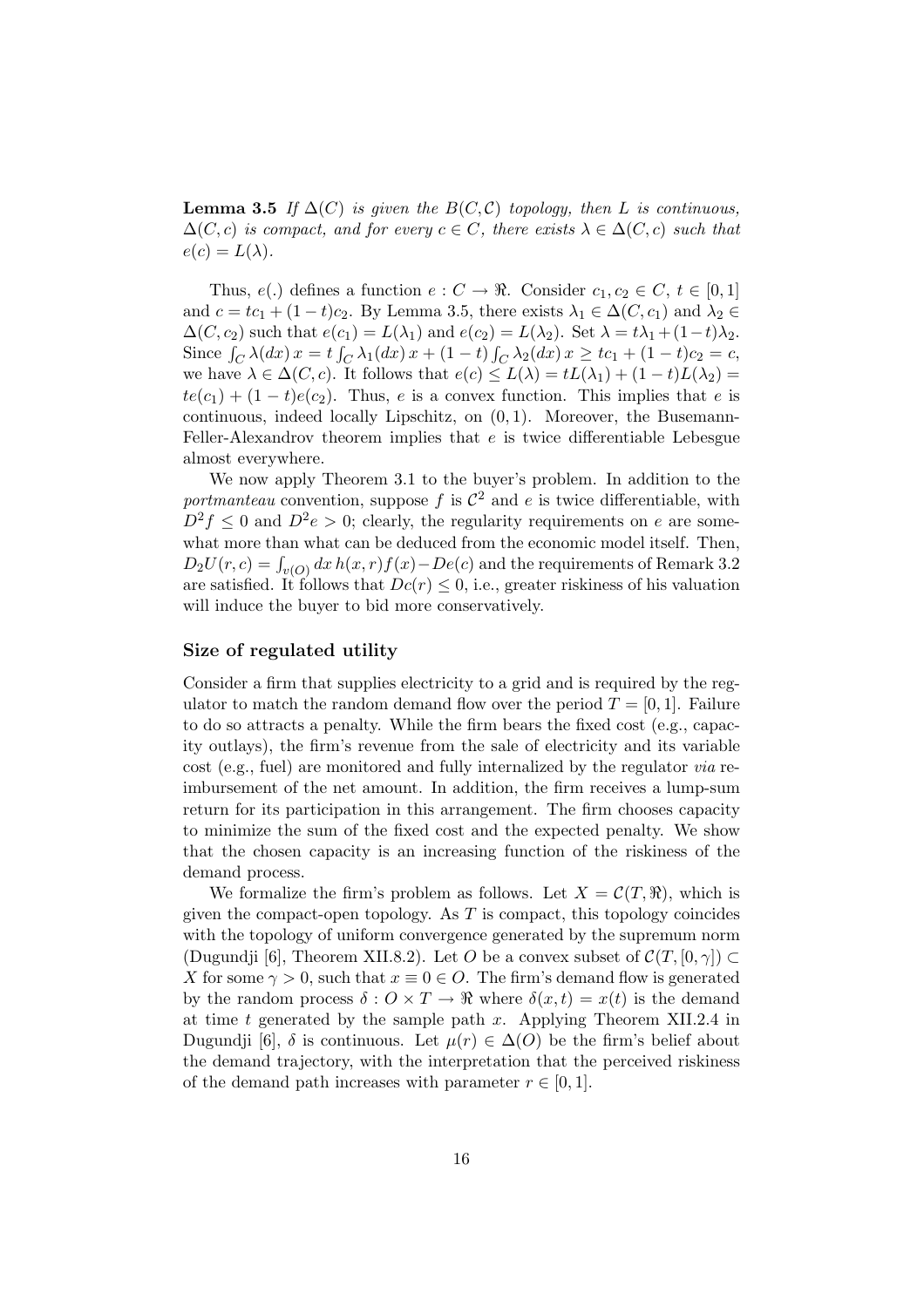**Lemma 3.5** *If $\Delta(C)$ is given the $B(C, \mathcal{C})$ topology, then $L$ is continuous, $\Delta(C, c)$ is compact, and for every $c \in C$, there exists $\lambda \in \Delta(C, c)$ such that $e(c) = L(\lambda)$.*

Thus, $e(.)$ defines a function $e : C \to \Re$. Consider $c_1, c_2 \in C$, $t \in [0, 1]$ and $c = tc_1 + (1-t)c_2$. By Lemma 3.5, there exists $\lambda_1 \in \Delta(C, c_1)$ and $\lambda_2 \in \Delta(C, c_2)$ such that $e(c_1) = L(\lambda_1)$ and $e(c_2) = L(\lambda_2)$. Set $\lambda = t\lambda_1 + (1-t)\lambda_2$. Since $\int_C \lambda(dx)\, x = t \int_C \lambda_1(dx)\, x + (1-t) \int_C \lambda_2(dx)\, x \geq tc_1 + (1-t)c_2 = c$, we have $\lambda \in \Delta(C, c)$. It follows that $e(c) \leq L(\lambda) = tL(\lambda_1) + (1-t)L(\lambda_2) = te(c_1) + (1-t)e(c_2)$. Thus, $e$ is a convex function. This implies that $e$ is continuous, indeed locally Lipschitz, on $(0, 1)$. Moreover, the Busemann-Feller-Alexandrov theorem implies that $e$ is twice differentiable Lebesgue almost everywhere.

We now apply Theorem 3.1 to the buyer's problem. In addition to the *portmanteau* convention, suppose $f$ is $\mathcal{C}^2$ and $e$ is twice differentiable, with $D^2 f \leq 0$ and $D^2 e > 0$; clearly, the regularity requirements on $e$ are somewhat more than what can be deduced from the economic model itself. Then, $D_2 U(r, c) = \int_{v(O)} dx\, h(x, r) f(x) - De(c)$ and the requirements of Remark 3.2 are satisfied. It follows that $Dc(r) \leq 0$, i.e., greater riskiness of his valuation will induce the buyer to bid more conservatively.

### Size of regulated utility

Consider a firm that supplies electricity to a grid and is required by the regulator to match the random demand flow over the period $T = [0, 1]$. Failure to do so attracts a penalty. While the firm bears the fixed cost (e.g., capacity outlays), the firm's revenue from the sale of electricity and its variable cost (e.g., fuel) are monitored and fully internalized by the regulator *via* reimbursement of the net amount. In addition, the firm receives a lump-sum return for its participation in this arrangement. The firm chooses capacity to minimize the sum of the fixed cost and the expected penalty. We show that the chosen capacity is an increasing function of the riskiness of the demand process.

We formalize the firm's problem as follows. Let $X = \mathcal{C}(T, \Re)$, which is given the compact-open topology. As $T$ is compact, this topology coincides with the topology of uniform convergence generated by the supremum norm (Dugundji [6], Theorem XII.8.2). Let $O$ be a convex subset of $\mathcal{C}(T, [0, \gamma]) \subset X$ for some $\gamma > 0$, such that $x \equiv 0 \in O$. The firm's demand flow is generated by the random process $\delta : O \times T \to \Re$ where $\delta(x, t) = x(t)$ is the demand at time $t$ generated by the sample path $x$. Applying Theorem XII.2.4 in Dugundji [6], $\delta$ is continuous. Let $\mu(r) \in \Delta(O)$ be the firm's belief about the demand trajectory, with the interpretation that the perceived riskiness of the demand path increases with parameter $r \in [0, 1]$.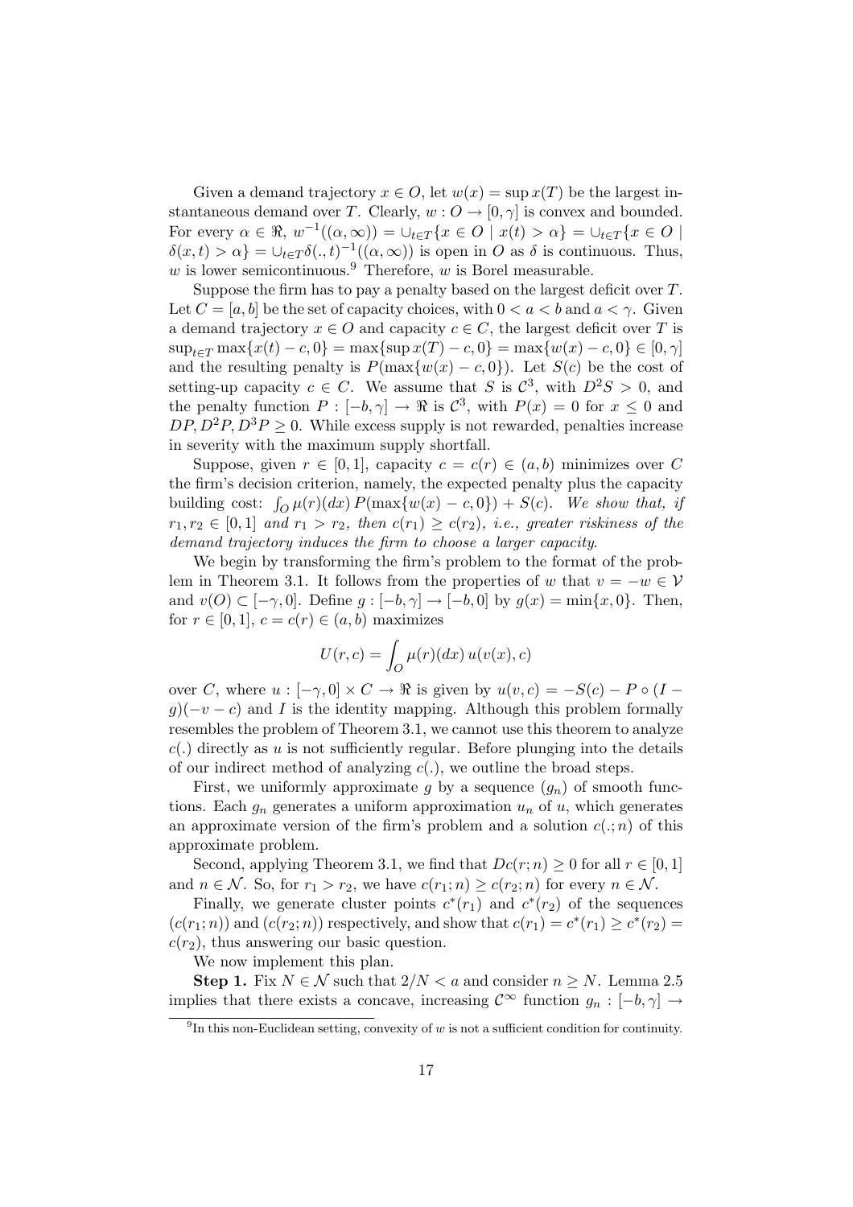Given a demand trajectory $x \in O$, let $w(x) = \sup x(T)$ be the largest instantaneous demand over $T$. Clearly, $w : O \to [0, \gamma]$ is convex and bounded. For every $\alpha \in \Re$, $w^{-1}((\alpha, \infty)) = \cup_{t \in T}\{x \in O \mid x(t) > \alpha\} = \cup_{t \in T}\{x \in O \mid \delta(x, t) > \alpha\} = \cup_{t \in T}\delta(., t)^{-1}((\alpha, \infty))$ is open in $O$ as $\delta$ is continuous. Thus, $w$ is lower semicontinuous.[9] Therefore, $w$ is Borel measurable.

Suppose the firm has to pay a penalty based on the largest deficit over $T$. Let $C = [a, b]$ be the set of capacity choices, with $0 < a < b$ and $a < \gamma$. Given a demand trajectory $x \in O$ and capacity $c \in C$, the largest deficit over $T$ is $\sup_{t \in T} \max\{x(t) - c, 0\} = \max\{\sup x(T) - c, 0\} = \max\{w(x) - c, 0\} \in [0, \gamma]$ and the resulting penalty is $P(\max\{w(x) - c, 0\})$. Let $S(c)$ be the cost of setting-up capacity $c \in C$. We assume that $S$ is $\mathcal{C}^3$, with $D^2S > 0$, and the penalty function $P : [-b, \gamma] \to \Re$ is $\mathcal{C}^3$, with $P(x) = 0$ for $x \leq 0$ and $DP, D^2P, D^3P \geq 0$. While excess supply is not rewarded, penalties increase in severity with the maximum supply shortfall.

Suppose, given $r \in [0, 1]$, capacity $c = c(r) \in (a, b)$ minimizes over $C$ the firm's decision criterion, namely, the expected penalty plus the capacity building cost: $\int_O \mu(r)(dx)\, P(\max\{w(x) - c, 0\}) + S(c)$. *We show that, if $r_1, r_2 \in [0, 1]$ and $r_1 > r_2$, then $c(r_1) \geq c(r_2)$, i.e., greater riskiness of the demand trajectory induces the firm to choose a larger capacity.*

We begin by transforming the firm's problem to the format of the problem in Theorem 3.1. It follows from the properties of $w$ that $v = -w \in \mathcal{V}$ and $v(O) \subset [-\gamma, 0]$. Define $g : [-b, \gamma] \to [-b, 0]$ by $g(x) = \min\{x, 0\}$. Then, for $r \in [0, 1]$, $c = c(r) \in (a, b)$ maximizes

$$U(r, c) = \int_O \mu(r)(dx)\, u(v(x), c)$$

over $C$, where $u : [-\gamma, 0] \times C \to \Re$ is given by $u(v, c) = -S(c) - P \circ (I - g)(-v - c)$ and $I$ is the identity mapping. Although this problem formally resembles the problem of Theorem 3.1, we cannot use this theorem to analyze $c(.)$ directly as $u$ is not sufficiently regular. Before plunging into the details of our indirect method of analyzing $c(.)$, we outline the broad steps.

First, we uniformly approximate $g$ by a sequence $(g_n)$ of smooth functions. Each $g_n$ generates a uniform approximation $u_n$ of $u$, which generates an approximate version of the firm's problem and a solution $c(.; n)$ of this approximate problem.

Second, applying Theorem 3.1, we find that $Dc(r; n) \geq 0$ for all $r \in [0, 1]$ and $n \in \mathcal{N}$. So, for $r_1 > r_2$, we have $c(r_1; n) \geq c(r_2; n)$ for every $n \in \mathcal{N}$.

Finally, we generate cluster points $c^*(r_1)$ and $c^*(r_2)$ of the sequences $(c(r_1; n))$ and $(c(r_2; n))$ respectively, and show that $c(r_1) = c^*(r_1) \geq c^*(r_2) = c(r_2)$, thus answering our basic question.

We now implement this plan.

**Step 1.** Fix $N \in \mathcal{N}$ such that $2/N < a$ and consider $n \geq N$. Lemma 2.5 implies that there exists a concave, increasing $\mathcal{C}^\infty$ function $g_n : [-b, \gamma] \to$

[9] In this non-Euclidean setting, convexity of $w$ is not a sufficient condition for continuity.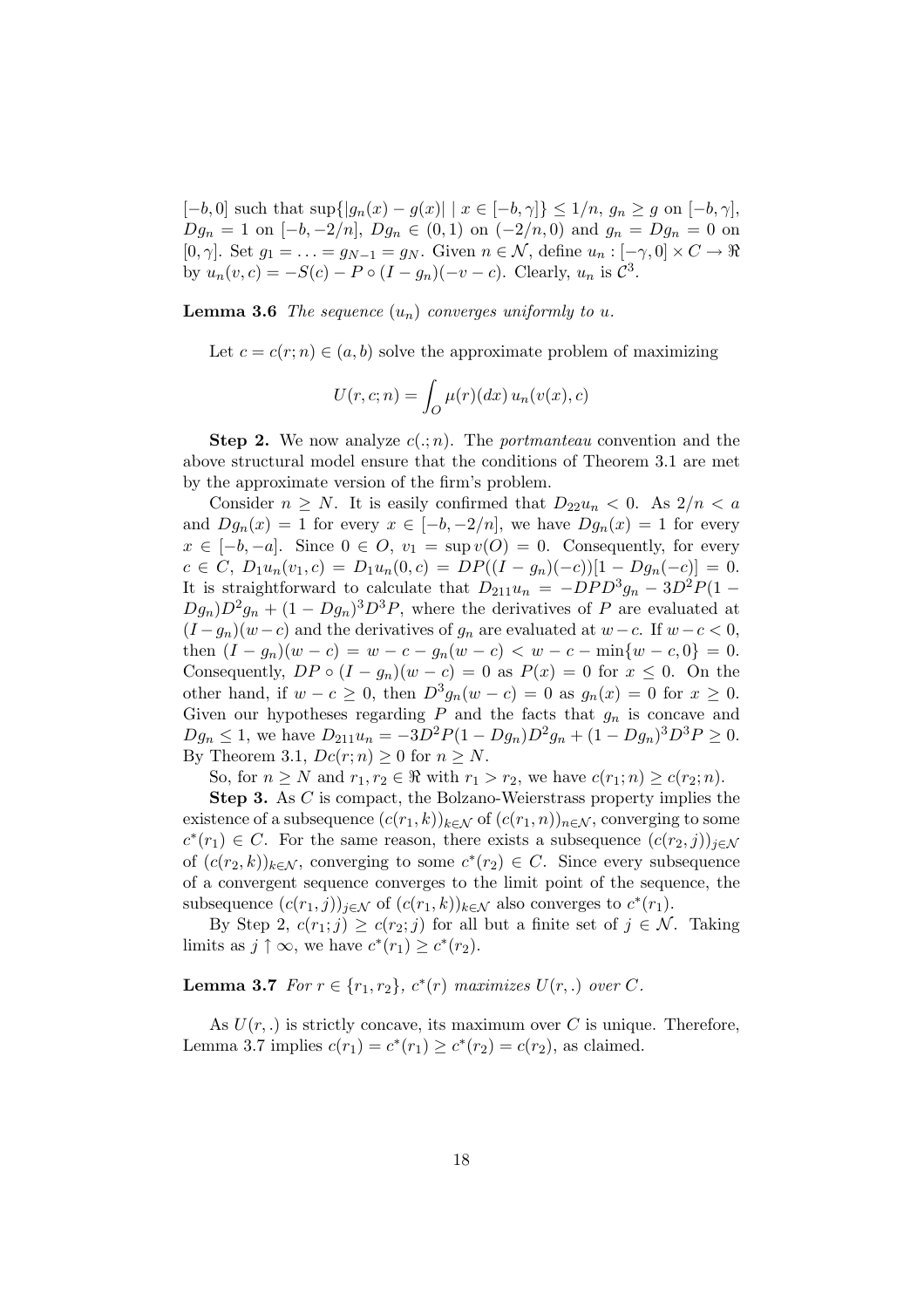$[-b, 0]$ such that $\sup\{|g_n(x) - g(x)| \mid x \in [-b, \gamma]\} \leq 1/n$, $g_n \geq g$ on $[-b, \gamma]$, $Dg_n = 1$ on $[-b, -2/n]$, $Dg_n \in (0, 1)$ on $(-2/n, 0)$ and $g_n = Dg_n = 0$ on $[0, \gamma]$. Set $g_1 = \ldots = g_{N-1} = g_N$. Given $n \in \mathcal{N}$, define $u_n : [-\gamma, 0] \times C \to \Re$ by $u_n(v, c) = -S(c) - P \circ (I - g_n)(-v - c)$. Clearly, $u_n$ is $\mathcal{C}^3$.

**Lemma 3.6** *The sequence $(u_n)$ converges uniformly to $u$.*

Let $c = c(r; n) \in (a, b)$ solve the approximate problem of maximizing

$$U(r, c; n) = \int_O \mu(r)(dx)\, u_n(v(x), c)$$

**Step 2.** We now analyze $c(.; n)$. The *portmanteau* convention and the above structural model ensure that the conditions of Theorem 3.1 are met by the approximate version of the firm's problem.

Consider $n \geq N$. It is easily confirmed that $D_{22}u_n < 0$. As $2/n < a$ and $Dg_n(x) = 1$ for every $x \in [-b, -2/n]$, we have $Dg_n(x) = 1$ for every $x \in [-b, -a]$. Since $0 \in O$, $v_1 = \sup v(O) = 0$. Consequently, for every $c \in C$, $D_1u_n(v_1, c) = D_1u_n(0, c) = DP((I - g_n)(-c))[1 - Dg_n(-c)] = 0$. It is straightforward to calculate that $D_{211}u_n = -DPD^3g_n - 3D^2P(1 - Dg_n)D^2g_n + (1 - Dg_n)^3D^3P$, where the derivatives of $P$ are evaluated at $(I - g_n)(w - c)$ and the derivatives of $g_n$ are evaluated at $w - c$. If $w - c < 0$, then $(I - g_n)(w - c) = w - c - g_n(w - c) < w - c - \min\{w - c, 0\} = 0$. Consequently, $DP \circ (I - g_n)(w - c) = 0$ as $P(x) = 0$ for $x \leq 0$. On the other hand, if $w - c \geq 0$, then $D^3g_n(w - c) = 0$ as $g_n(x) = 0$ for $x \geq 0$. Given our hypotheses regarding $P$ and the facts that $g_n$ is concave and $Dg_n \leq 1$, we have $D_{211}u_n = -3D^2P(1 - Dg_n)D^2g_n + (1 - Dg_n)^3D^3P \geq 0$. By Theorem 3.1, $Dc(r; n) \geq 0$ for $n \geq N$.

So, for $n \geq N$ and $r_1, r_2 \in \Re$ with $r_1 > r_2$, we have $c(r_1; n) \geq c(r_2; n)$.

**Step 3.** As $C$ is compact, the Bolzano-Weierstrass property implies the existence of a subsequence $(c(r_1, k))_{k \in \mathcal{N}}$ of $(c(r_1, n))_{n \in \mathcal{N}}$, converging to some $c^*(r_1) \in C$. For the same reason, there exists a subsequence $(c(r_2, j))_{j \in \mathcal{N}}$ of $(c(r_2, k))_{k \in \mathcal{N}}$, converging to some $c^*(r_2) \in C$. Since every subsequence of a convergent sequence converges to the limit point of the sequence, the subsequence $(c(r_1, j))_{j \in \mathcal{N}}$ of $(c(r_1, k))_{k \in \mathcal{N}}$ also converges to $c^*(r_1)$.

By Step 2, $c(r_1; j) \geq c(r_2; j)$ for all but a finite set of $j \in \mathcal{N}$. Taking limits as $j \uparrow \infty$, we have $c^*(r_1) \geq c^*(r_2)$.

**Lemma 3.7** *For $r \in \{r_1, r_2\}$, $c^*(r)$ maximizes $U(r, .)$ over $C$.*

As $U(r, .)$ is strictly concave, its maximum over $C$ is unique. Therefore, Lemma 3.7 implies $c(r_1) = c^*(r_1) \geq c^*(r_2) = c(r_2)$, as claimed.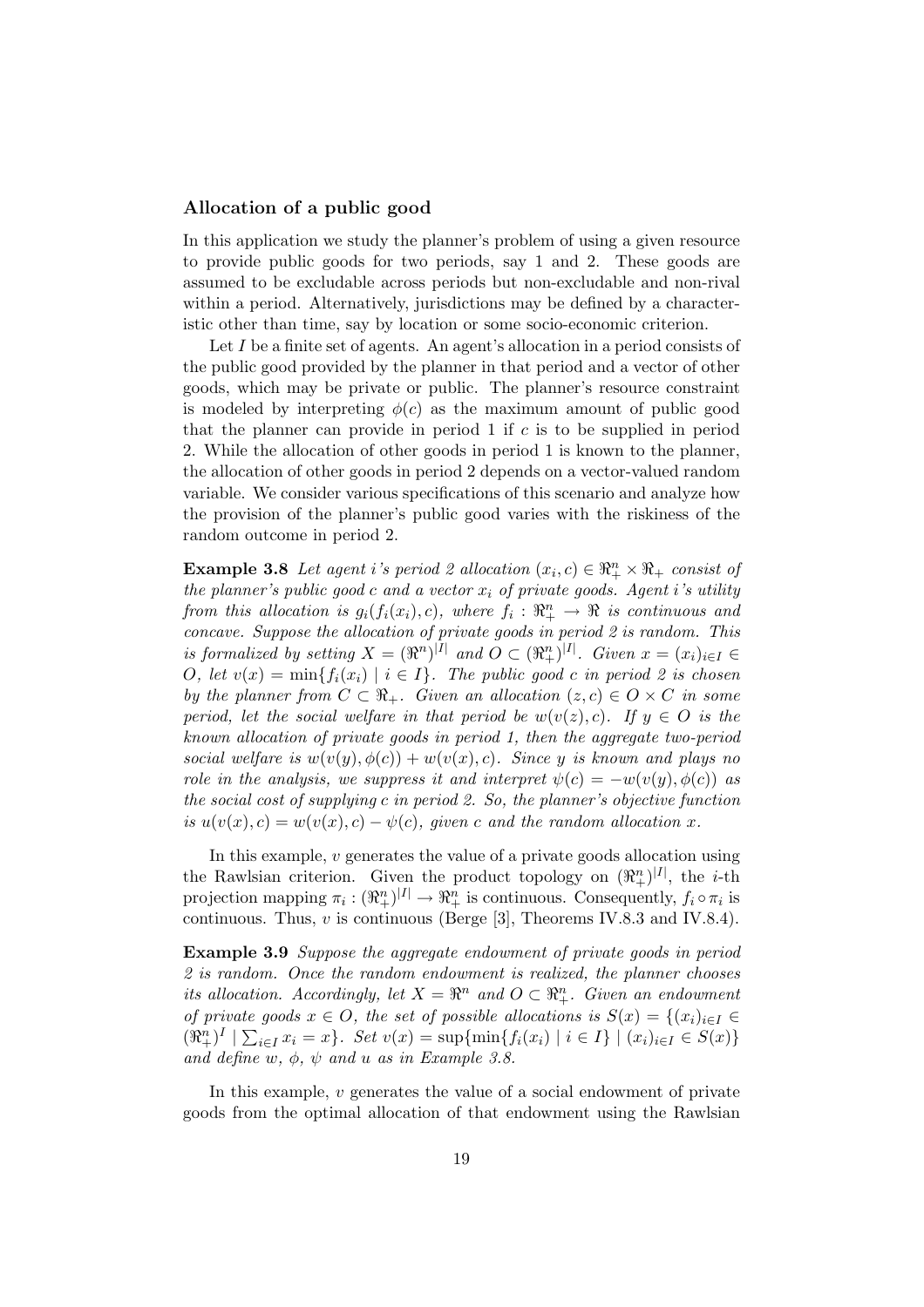### Allocation of a public good

In this application we study the planner's problem of using a given resource to provide public goods for two periods, say 1 and 2. These goods are assumed to be excludable across periods but non-excludable and non-rival within a period. Alternatively, jurisdictions may be defined by a characteristic other than time, say by location or some socio-economic criterion.

Let $I$ be a finite set of agents. An agent's allocation in a period consists of the public good provided by the planner in that period and a vector of other goods, which may be private or public. The planner's resource constraint is modeled by interpreting $\phi(c)$ as the maximum amount of public good that the planner can provide in period 1 if $c$ is to be supplied in period 2. While the allocation of other goods in period 1 is known to the planner, the allocation of other goods in period 2 depends on a vector-valued random variable. We consider various specifications of this scenario and analyze how the provision of the planner's public good varies with the riskiness of the random outcome in period 2.

**Example 3.8** *Let agent $i$'s period 2 allocation $(x_i, c) \in \Re^n_+ \times \Re_+$ consist of the planner's public good $c$ and a vector $x_i$ of private goods. Agent $i$'s utility from this allocation is $g_i(f_i(x_i), c)$, where $f_i : \Re^n_+ \to \Re$ is continuous and concave. Suppose the allocation of private goods in period 2 is random. This is formalized by setting $X = (\Re^n)^{|I|}$ and $O \subset (\Re^n_+)^{|I|}$. Given $x = (x_i)_{i \in I} \in O$, let $v(x) = \min\{f_i(x_i) \mid i \in I\}$. The public good $c$ in period 2 is chosen by the planner from $C \subset \Re_+$. Given an allocation $(z, c) \in O \times C$ in some period, let the social welfare in that period be $w(v(z), c)$. If $y \in O$ is the known allocation of private goods in period 1, then the aggregate two-period social welfare is $w(v(y), \phi(c)) + w(v(x), c)$. Since $y$ is known and plays no role in the analysis, we suppress it and interpret $\psi(c) = -w(v(y), \phi(c))$ as the social cost of supplying $c$ in period 2. So, the planner's objective function is $u(v(x), c) = w(v(x), c) - \psi(c)$, given $c$ and the random allocation $x$.*

In this example, $v$ generates the value of a private goods allocation using the Rawlsian criterion. Given the product topology on $(\Re^n_+)^{|I|}$, the $i$-th projection mapping $\pi_i : (\Re^n_+)^{|I|} \to \Re^n_+$ is continuous. Consequently, $f_i \circ \pi_i$ is continuous. Thus, $v$ is continuous (Berge [3], Theorems IV.8.3 and IV.8.4).

**Example 3.9** *Suppose the aggregate endowment of private goods in period 2 is random. Once the random endowment is realized, the planner chooses its allocation. Accordingly, let $X = \Re^n$ and $O \subset \Re^n_+$. Given an endowment of private goods $x \in O$, the set of possible allocations is $S(x) = \{(x_i)_{i \in I} \in (\Re^n_+)^I \mid \sum_{i \in I} x_i = x\}$. Set $v(x) = \sup\{\min\{f_i(x_i) \mid i \in I\} \mid (x_i)_{i \in I} \in S(x)\}$ and define $w$, $\phi$, $\psi$ and $u$ as in Example 3.8.*

In this example, $v$ generates the value of a social endowment of private goods from the optimal allocation of that endowment using the Rawlsian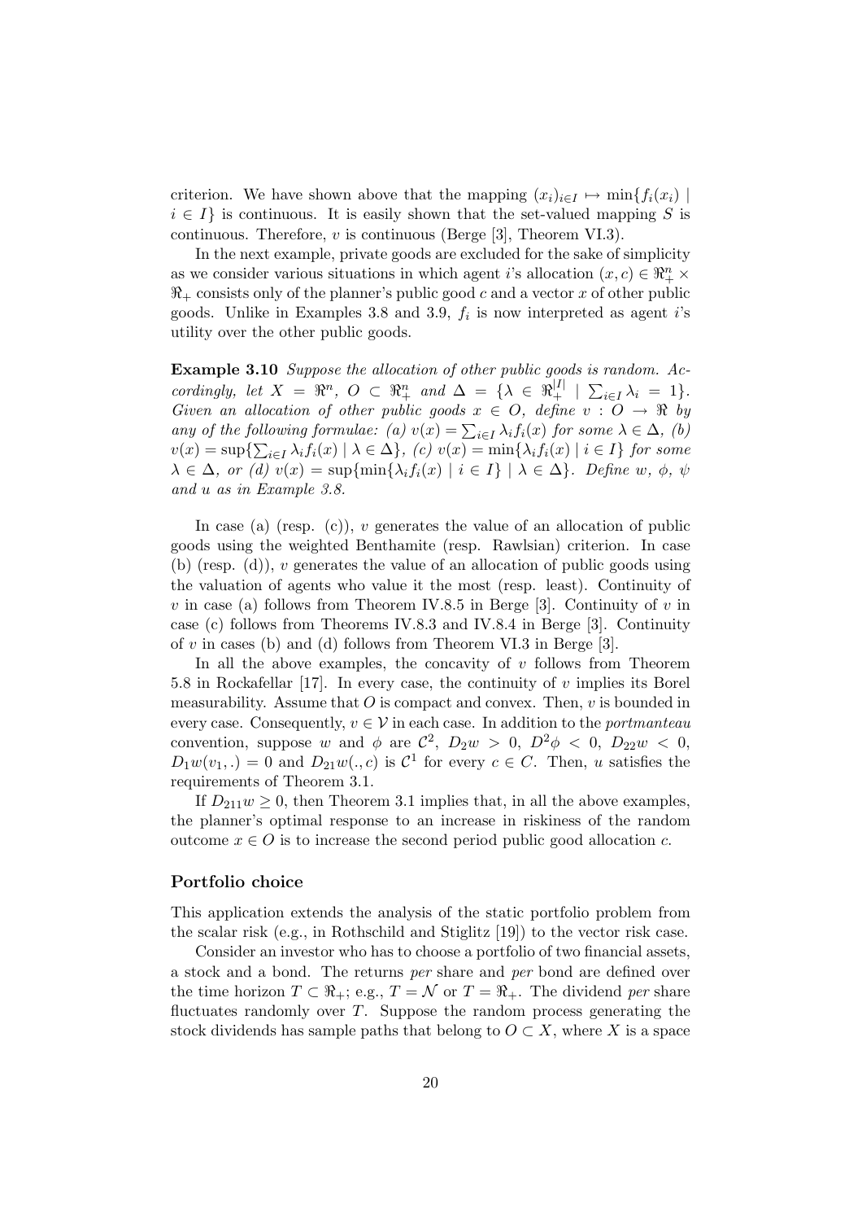criterion. We have shown above that the mapping $(x_i)_{i\in I} \mapsto \min\{f_i(x_i) \mid i \in I\}$ is continuous. It is easily shown that the set-valued mapping $S$ is continuous. Therefore, $v$ is continuous (Berge [3], Theorem VI.3).

In the next example, private goods are excluded for the sake of simplicity as we consider various situations in which agent $i$'s allocation $(x, c) \in \Re^n_+ \times \Re_+$ consists only of the planner's public good $c$ and a vector $x$ of other public goods. Unlike in Examples 3.8 and 3.9, $f_i$ is now interpreted as agent $i$'s utility over the other public goods.

**Example 3.10** *Suppose the allocation of other public goods is random. Accordingly, let $X = \Re^n$, $O \subset \Re^n_+$ and $\Delta = \{\lambda \in \Re^{|I|}_+ \mid \sum_{i\in I} \lambda_i = 1\}$. Given an allocation of other public goods $x \in O$, define $v : O \to \Re$ by any of the following formulae: (a) $v(x) = \sum_{i\in I} \lambda_i f_i(x)$ for some $\lambda \in \Delta$, (b) $v(x) = \sup\{\sum_{i\in I} \lambda_i f_i(x) \mid \lambda \in \Delta\}$, (c) $v(x) = \min\{\lambda_i f_i(x) \mid i \in I\}$ for some $\lambda \in \Delta$, or (d) $v(x) = \sup\{\min\{\lambda_i f_i(x) \mid i \in I\} \mid \lambda \in \Delta\}$. Define $w$, $\phi$, $\psi$ and $u$ as in Example 3.8.*

In case (a) (resp. (c)), $v$ generates the value of an allocation of public goods using the weighted Benthamite (resp. Rawlsian) criterion. In case (b) (resp. (d)), $v$ generates the value of an allocation of public goods using the valuation of agents who value it the most (resp. least). Continuity of $v$ in case (a) follows from Theorem IV.8.5 in Berge [3]. Continuity of $v$ in case (c) follows from Theorems IV.8.3 and IV.8.4 in Berge [3]. Continuity of $v$ in cases (b) and (d) follows from Theorem VI.3 in Berge [3].

In all the above examples, the concavity of $v$ follows from Theorem 5.8 in Rockafellar [17]. In every case, the continuity of $v$ implies its Borel measurability. Assume that $O$ is compact and convex. Then, $v$ is bounded in every case. Consequently, $v \in \mathcal{V}$ in each case. In addition to the *portmanteau* convention, suppose $w$ and $\phi$ are $\mathcal{C}^2$, $D_2 w > 0$, $D^2\phi < 0$, $D_{22} w < 0$, $D_1 w(v_1, .) = 0$ and $D_{21} w(., c)$ is $\mathcal{C}^1$ for every $c \in C$. Then, $u$ satisfies the requirements of Theorem 3.1.

If $D_{211} w \geq 0$, then Theorem 3.1 implies that, in all the above examples, the planner's optimal response to an increase in riskiness of the random outcome $x \in O$ is to increase the second period public good allocation $c$.

### Portfolio choice

This application extends the analysis of the static portfolio problem from the scalar risk (e.g., in Rothschild and Stiglitz [19]) to the vector risk case.

Consider an investor who has to choose a portfolio of two financial assets, a stock and a bond. The returns *per* share and *per* bond are defined over the time horizon $T \subset \Re_+$; e.g., $T = \mathcal{N}$ or $T = \Re_+$. The dividend *per* share fluctuates randomly over $T$. Suppose the random process generating the stock dividends has sample paths that belong to $O \subset X$, where $X$ is a space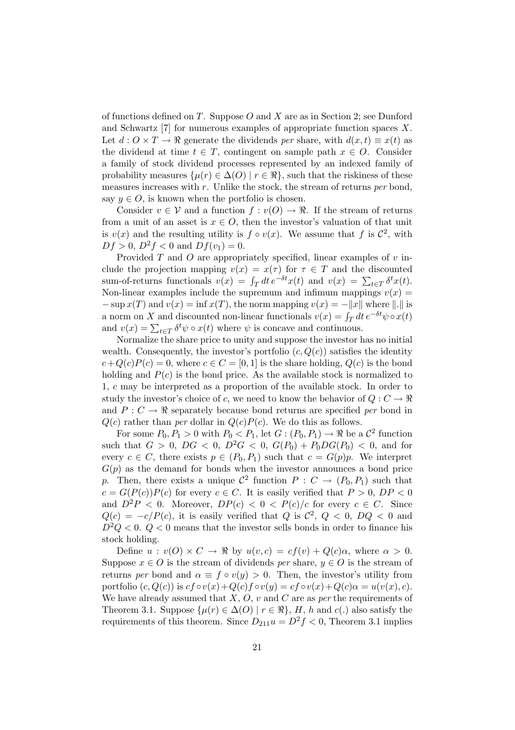of functions defined on $T$. Suppose $O$ and $X$ are as in Section 2; see Dunford and Schwartz [7] for numerous examples of appropriate function spaces $X$. Let $d : O \times T \to \Re$ generate the dividends *per* share, with $d(x, t) \equiv x(t)$ as the dividend at time $t \in T$, contingent on sample path $x \in O$. Consider a family of stock dividend processes represented by an indexed family of probability measures $\{\mu(r) \in \Delta(O) \mid r \in \Re\}$, such that the riskiness of these measures increases with $r$. Unlike the stock, the stream of returns *per* bond, say $y \in O$, is known when the portfolio is chosen.

Consider $v \in \mathcal{V}$ and a function $f : v(O) \to \Re$. If the stream of returns from a unit of an asset is $x \in O$, then the investor's valuation of that unit is $v(x)$ and the resulting utility is $f \circ v(x)$. We assume that $f$ is $\mathcal{C}^2$, with $Df > 0$, $D^2 f < 0$ and $Df(v_1) = 0$.

Provided $T$ and $O$ are appropriately specified, linear examples of $v$ include the projection mapping $v(x) = x(\tau)$ for $\tau \in T$ and the discounted sum-of-returns functionals $v(x) = \int_T dt\, e^{-\delta t} x(t)$ and $v(x) = \sum_{t \in T} \delta^t x(t)$. Non-linear examples include the supremum and infimum mappings $v(x) = -\sup x(T)$ and $v(x) = \inf x(T)$, the norm mapping $v(x) = -\|x\|$ where $\|.\|$ is a norm on $X$ and discounted non-linear functionals $v(x) = \int_T dt\, e^{-\delta t} \psi \circ x(t)$ and $v(x) = \sum_{t \in T} \delta^t \psi \circ x(t)$ where $\psi$ is concave and continuous.

Normalize the share price to unity and suppose the investor has no initial wealth. Consequently, the investor's portfolio $(c, Q(c))$ satisfies the identity $c + Q(c)P(c) = 0$, where $c \in C = [0, 1]$ is the share holding, $Q(c)$ is the bond holding and $P(c)$ is the bond price. As the available stock is normalized to 1, $c$ may be interpreted as a proportion of the available stock. In order to study the investor's choice of $c$, we need to know the behavior of $Q : C \to \Re$ and $P : C \to \Re$ separately because bond returns are specified *per* bond in $Q(c)$ rather than *per* dollar in $Q(c)P(c)$. We do this as follows.

For some $P_0, P_1 > 0$ with $P_0 < P_1$, let $G : (P_0, P_1) \to \Re$ be a $\mathcal{C}^2$ function such that $G > 0$, $DG < 0$, $D^2 G < 0$, $G(P_0) + P_0 DG(P_0) < 0$, and for every $c \in C$, there exists $p \in (P_0, P_1)$ such that $c = G(p)p$. We interpret $G(p)$ as the demand for bonds when the investor announces a bond price $p$. Then, there exists a unique $\mathcal{C}^2$ function $P : C \to (P_0, P_1)$ such that $c = G(P(c))P(c)$ for every $c \in C$. It is easily verified that $P > 0$, $DP < 0$ and $D^2 P < 0$. Moreover, $DP(c) < 0 < P(c)/c$ for every $c \in C$. Since $Q(c) = -c/P(c)$, it is easily verified that $Q$ is $\mathcal{C}^2$, $Q < 0$, $DQ < 0$ and $D^2 Q < 0$. $Q < 0$ means that the investor sells bonds in order to finance his stock holding.

Define $u : v(O) \times C \to \Re$ by $u(v, c) = cf(v) + Q(c)\alpha$, where $\alpha > 0$. Suppose $x \in O$ is the stream of dividends *per* share, $y \in O$ is the stream of returns *per* bond and $\alpha \equiv f \circ v(y) > 0$. Then, the investor's utility from portfolio $(c, Q(c))$ is $cf \circ v(x) + Q(c) f \circ v(y) = cf \circ v(x) + Q(c)\alpha = u(v(x), c)$. We have already assumed that $X$, $O$, $v$ and $C$ are as *per* the requirements of Theorem 3.1. Suppose $\{\mu(r) \in \Delta(O) \mid r \in \Re\}$, $H$, $h$ and $c(.)$ also satisfy the requirements of this theorem. Since $D_{211} u = D^2 f < 0$, Theorem 3.1 implies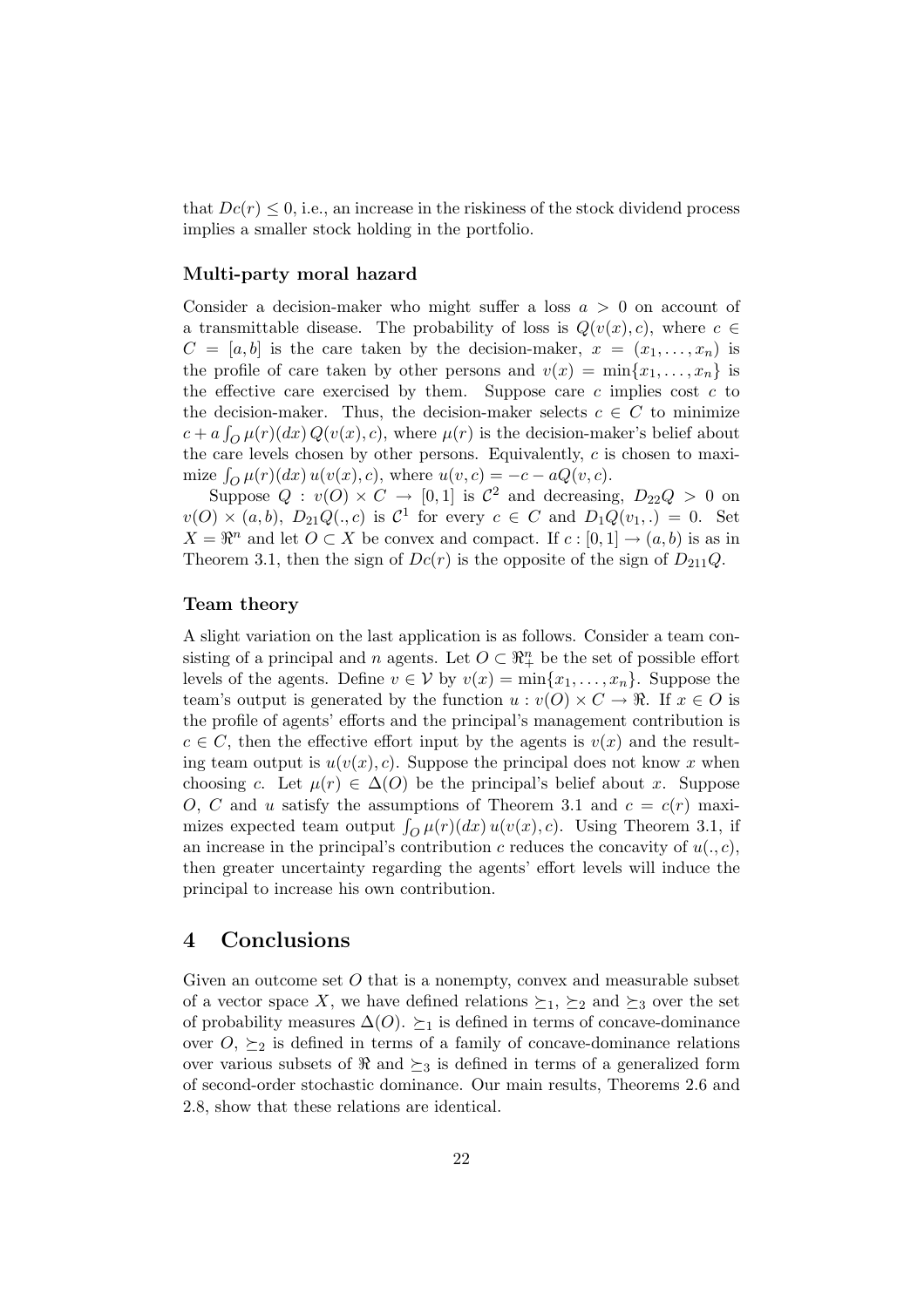that $Dc(r) \leq 0$, i.e., an increase in the riskiness of the stock dividend process implies a smaller stock holding in the portfolio.

### Multi-party moral hazard

Consider a decision-maker who might suffer a loss $a > 0$ on account of a transmittable disease. The probability of loss is $Q(v(x), c)$, where $c \in C = [a, b]$ is the care taken by the decision-maker, $x = (x_1, \ldots, x_n)$ is the profile of care taken by other persons and $v(x) = \min\{x_1, \ldots, x_n\}$ is the effective care exercised by them. Suppose care $c$ implies cost $c$ to the decision-maker. Thus, the decision-maker selects $c \in C$ to minimize $c + a \int_O \mu(r)(dx)\, Q(v(x), c)$, where $\mu(r)$ is the decision-maker's belief about the care levels chosen by other persons. Equivalently, $c$ is chosen to maximize $\int_O \mu(r)(dx)\, u(v(x), c)$, where $u(v, c) = -c - aQ(v, c)$.

Suppose $Q : v(O) \times C \to [0, 1]$ is $\mathcal{C}^2$ and decreasing, $D_{22}Q > 0$ on $v(O) \times (a, b)$, $D_{21}Q(., c)$ is $\mathcal{C}^1$ for every $c \in C$ and $D_1Q(v_1, .) = 0$. Set $X = \Re^n$ and let $O \subset X$ be convex and compact. If $c : [0, 1] \to (a, b)$ is as in Theorem 3.1, then the sign of $Dc(r)$ is the opposite of the sign of $D_{211}Q$.

### Team theory

A slight variation on the last application is as follows. Consider a team consisting of a principal and $n$ agents. Let $O \subset \Re^n_+$ be the set of possible effort levels of the agents. Define $v \in \mathcal{V}$ by $v(x) = \min\{x_1, \ldots, x_n\}$. Suppose the team's output is generated by the function $u : v(O) \times C \to \Re$. If $x \in O$ is the profile of agents' efforts and the principal's management contribution is $c \in C$, then the effective effort input by the agents is $v(x)$ and the resulting team output is $u(v(x), c)$. Suppose the principal does not know $x$ when choosing $c$. Let $\mu(r) \in \Delta(O)$ be the principal's belief about $x$. Suppose $O$, $C$ and $u$ satisfy the assumptions of Theorem 3.1 and $c = c(r)$ maximizes expected team output $\int_O \mu(r)(dx)\, u(v(x), c)$. Using Theorem 3.1, if an increase in the principal's contribution $c$ reduces the concavity of $u(., c)$, then greater uncertainty regarding the agents' effort levels will induce the principal to increase his own contribution.

## 4 Conclusions

Given an outcome set $O$ that is a nonempty, convex and measurable subset of a vector space $X$, we have defined relations $\succeq_1$, $\succeq_2$ and $\succeq_3$ over the set of probability measures $\Delta(O)$. $\succeq_1$ is defined in terms of concave-dominance over $O$, $\succeq_2$ is defined in terms of a family of concave-dominance relations over various subsets of $\Re$ and $\succeq_3$ is defined in terms of a generalized form of second-order stochastic dominance. Our main results, Theorems 2.6 and 2.8, show that these relations are identical.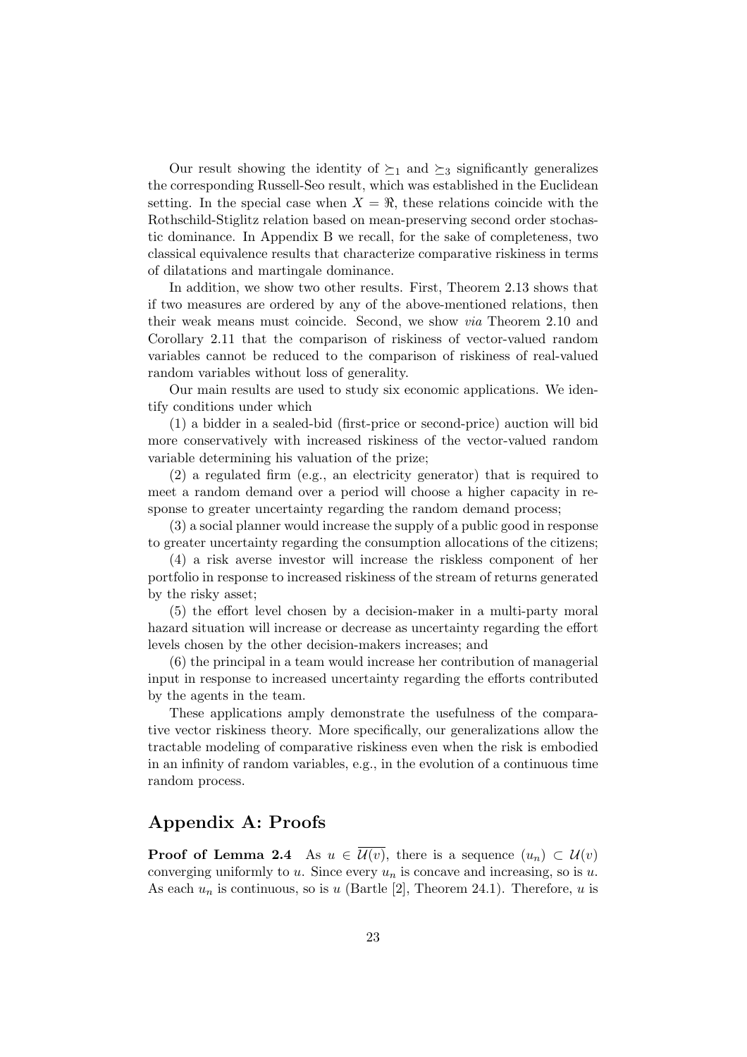Our result showing the identity of $\succeq_1$ and $\succeq_3$ significantly generalizes the corresponding Russell-Seo result, which was established in the Euclidean setting. In the special case when $X = \Re$, these relations coincide with the Rothschild-Stiglitz relation based on mean-preserving second order stochastic dominance. In Appendix B we recall, for the sake of completeness, two classical equivalence results that characterize comparative riskiness in terms of dilatations and martingale dominance.

In addition, we show two other results. First, Theorem 2.13 shows that if two measures are ordered by any of the above-mentioned relations, then their weak means must coincide. Second, we show *via* Theorem 2.10 and Corollary 2.11 that the comparison of riskiness of vector-valued random variables cannot be reduced to the comparison of riskiness of real-valued random variables without loss of generality.

Our main results are used to study six economic applications. We identify conditions under which

(1) a bidder in a sealed-bid (first-price or second-price) auction will bid more conservatively with increased riskiness of the vector-valued random variable determining his valuation of the prize;

(2) a regulated firm (e.g., an electricity generator) that is required to meet a random demand over a period will choose a higher capacity in response to greater uncertainty regarding the random demand process;

(3) a social planner would increase the supply of a public good in response to greater uncertainty regarding the consumption allocations of the citizens;

(4) a risk averse investor will increase the riskless component of her portfolio in response to increased riskiness of the stream of returns generated by the risky asset;

(5) the effort level chosen by a decision-maker in a multi-party moral hazard situation will increase or decrease as uncertainty regarding the effort levels chosen by the other decision-makers increases; and

(6) the principal in a team would increase her contribution of managerial input in response to increased uncertainty regarding the efforts contributed by the agents in the team.

These applications amply demonstrate the usefulness of the comparative vector riskiness theory. More specifically, our generalizations allow the tractable modeling of comparative riskiness even when the risk is embodied in an infinity of random variables, e.g., in the evolution of a continuous time random process.

## Appendix A: Proofs

**Proof of Lemma 2.4** As $u \in \overline{\mathcal{U}(v)}$, there is a sequence $(u_n) \subset \mathcal{U}(v)$ converging uniformly to $u$. Since every $u_n$ is concave and increasing, so is $u$. As each $u_n$ is continuous, so is $u$ (Bartle [2], Theorem 24.1). Therefore, $u$ is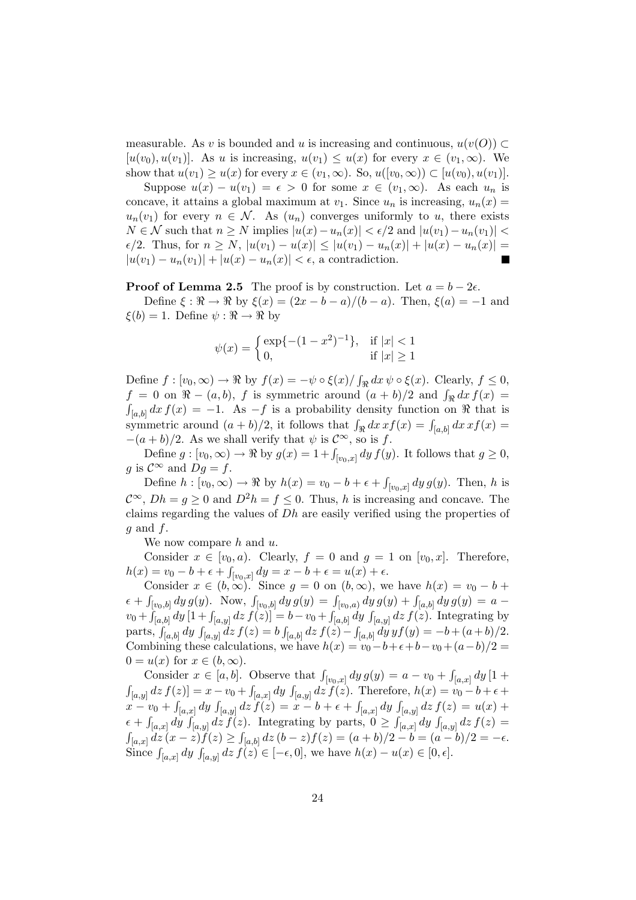measurable. As $v$ is bounded and $u$ is increasing and continuous, $u(v(O)) \subset [u(v_0), u(v_1)]$. As $u$ is increasing, $u(v_1) \leq u(x)$ for every $x \in (v_1, \infty)$. We show that $u(v_1) \geq u(x)$ for every $x \in (v_1, \infty)$. So, $u([v_0, \infty)) \subset [u(v_0), u(v_1)]$.

Suppose $u(x) - u(v_1) = \epsilon > 0$ for some $x \in (v_1, \infty)$. As each $u_n$ is concave, it attains a global maximum at $v_1$. Since $u_n$ is increasing, $u_n(x) = u_n(v_1)$ for every $n \in \mathcal{N}$. As $(u_n)$ converges uniformly to $u$, there exists $N \in \mathcal{N}$ such that $n \geq N$ implies $|u(x) - u_n(x)| < \epsilon/2$ and $|u(v_1) - u_n(v_1)| < \epsilon/2$. Thus, for $n \geq N$, $|u(v_1) - u(x)| \leq |u(v_1) - u_n(x)| + |u(x) - u_n(x)| = |u(v_1) - u_n(v_1)| + |u(x) - u_n(x)| < \epsilon$, a contradiction. ∎

**Proof of Lemma 2.5** The proof is by construction. Let $a = b - 2\epsilon$.

Define $\xi : \Re \to \Re$ by $\xi(x) = (2x - b - a)/(b - a)$. Then, $\xi(a) = -1$ and $\xi(b) = 1$. Define $\psi : \Re \to \Re$ by

$$\psi(x) = \begin{cases} \exp\{-(1 - x^2)^{-1}\}, & \text{if } |x| < 1 \\ 0, & \text{if } |x| \geq 1 \end{cases}$$

Define $f : [v_0, \infty) \to \Re$ by $f(x) = -\psi \circ \xi(x) / \int_{\Re} dx\, \psi \circ \xi(x)$. Clearly, $f \leq 0$, $f = 0$ on $\Re - (a, b)$, $f$ is symmetric around $(a + b)/2$ and $\int_{\Re} dx\, f(x) = \int_{[a,b]} dx\, f(x) = -1$. As $-f$ is a probability density function on $\Re$ that is symmetric around $(a + b)/2$, it follows that $\int_{\Re} dx\, x f(x) = \int_{[a,b]} dx\, x f(x) = -(a + b)/2$. As we shall verify that $\psi$ is $\mathcal{C}^\infty$, so is $f$.

Define $g : [v_0, \infty) \to \Re$ by $g(x) = 1 + \int_{[v_0,x]} dy\, f(y)$. It follows that $g \geq 0$, $g$ is $\mathcal{C}^\infty$ and $Dg = f$.

Define $h : [v_0, \infty) \to \Re$ by $h(x) = v_0 - b + \epsilon + \int_{[v_0,x]} dy\, g(y)$. Then, $h$ is $\mathcal{C}^\infty$, $Dh = g \geq 0$ and $D^2 h = f \leq 0$. Thus, $h$ is increasing and concave. The claims regarding the values of $Dh$ are easily verified using the properties of $g$ and $f$.

We now compare $h$ and $u$.

Consider $x \in [v_0, a)$. Clearly, $f = 0$ and $g = 1$ on $[v_0, x]$. Therefore, $h(x) = v_0 - b + \epsilon + \int_{[v_0,x]} dy = x - b + \epsilon = u(x) + \epsilon$.

Consider $x \in (b, \infty)$. Since $g = 0$ on $(b, \infty)$, we have $h(x) = v_0 - b + \epsilon + \int_{[v_0,b]} dy\, g(y)$. Now, $\int_{[v_0,b]} dy\, g(y) = \int_{[v_0,a)} dy\, g(y) + \int_{[a,b]} dy\, g(y) = a - v_0 + \int_{[a,b]} dy\, [1 + \int_{[a,y]} dz\, f(z)] = b - v_0 + \int_{[a,b]} dy\, \int_{[a,y]} dz\, f(z)$. Integrating by parts, $\int_{[a,b]} dy\, \int_{[a,y]} dz\, f(z) = b \int_{[a,b]} dz\, f(z) - \int_{[a,b]} dy\, y f(y) = -b + (a + b)/2$. Combining these calculations, we have $h(x) = v_0 - b + \epsilon + b - v_0 + (a - b)/2 = 0 = u(x)$ for $x \in (b, \infty)$.

Consider $x \in [a, b]$. Observe that $\int_{[v_0,x]} dy\, g(y) = a - v_0 + \int_{[a,x]} dy\, [1 + \int_{[a,y]} dz\, f(z)] = x - v_0 + \int_{[a,x]} dy\, \int_{[a,y]} dz\, f(z)$. Therefore, $h(x) = v_0 - b + \epsilon + x - v_0 + \int_{[a,x]} dy\, \int_{[a,y]} dz\, f(z) = x - b + \epsilon + \int_{[a,x]} dy\, \int_{[a,y]} dz\, f(z) = u(x) + \epsilon + \int_{[a,x]} dy\, \int_{[a,y]} dz\, f(z)$. Integrating by parts, $0 \geq \int_{[a,x]} dy\, \int_{[a,y]} dz\, f(z) = \int_{[a,x]} dz\, (x - z) f(z) \geq \int_{[a,b]} dz\, (b - z) f(z) = (a + b)/2 - b = (a - b)/2 = -\epsilon$. Since $\int_{[a,x]} dy\, \int_{[a,y]} dz\, f(z) \in [-\epsilon, 0]$, we have $h(x) - u(x) \in [0, \epsilon]$.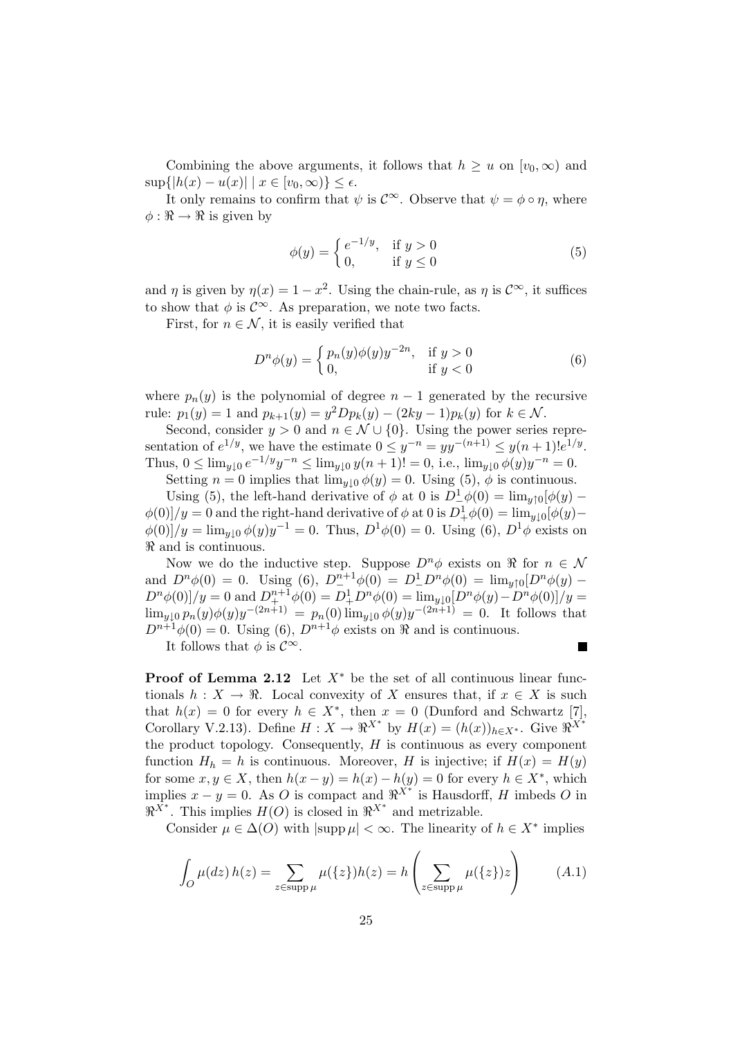Combining the above arguments, it follows that $h \geq u$ on $[v_0, \infty)$ and $\sup\{|h(x) - u(x)| \mid x \in [v_0, \infty)\} \leq \epsilon$.

It only remains to confirm that $\psi$ is $\mathcal{C}^\infty$. Observe that $\psi = \phi \circ \eta$, where $\phi : \Re \to \Re$ is given by

$$\phi(y) = \begin{cases} e^{-1/y}, & \text{if } y > 0 \\ 0, & \text{if } y \leq 0 \end{cases} \tag{5}$$

and $\eta$ is given by $\eta(x) = 1 - x^2$. Using the chain-rule, as $\eta$ is $\mathcal{C}^\infty$, it suffices to show that $\phi$ is $\mathcal{C}^\infty$. As preparation, we note two facts.

First, for $n \in \mathcal{N}$, it is easily verified that

$$D^n\phi(y) = \begin{cases} p_n(y)\phi(y)y^{-2n}, & \text{if } y > 0 \\ 0, & \text{if } y < 0 \end{cases} \tag{6}$$

where $p_n(y)$ is the polynomial of degree $n-1$ generated by the recursive rule: $p_1(y) = 1$ and $p_{k+1}(y) = y^2 Dp_k(y) - (2ky - 1)p_k(y)$ for $k \in \mathcal{N}$.

Second, consider $y > 0$ and $n \in \mathcal{N} \cup \{0\}$. Using the power series representation of $e^{1/y}$, we have the estimate $0 \leq y^{-n} = yy^{-(n+1)} \leq y(n+1)!e^{1/y}$. Thus, $0 \leq \lim_{y \downarrow 0} e^{-1/y}y^{-n} \leq \lim_{y\downarrow 0} y(n+1)! = 0$, i.e., $\lim_{y\downarrow 0} \phi(y)y^{-n} = 0$.

Setting $n = 0$ implies that $\lim_{y\downarrow 0} \phi(y) = 0$. Using (5), $\phi$ is continuous.

Using (5), the left-hand derivative of $\phi$ at 0 is $D^1_-\phi(0) = \lim_{y\uparrow 0}[\phi(y) - \phi(0)]/y = 0$ and the right-hand derivative of $\phi$ at 0 is $D^1_+\phi(0) = \lim_{y\downarrow 0}[\phi(y) - \phi(0)]/y = \lim_{y\downarrow 0} \phi(y)y^{-1} = 0$. Thus, $D^1\phi(0) = 0$. Using (6), $D^1\phi$ exists on $\Re$ and is continuous.

Now we do the inductive step. Suppose $D^n\phi$ exists on $\Re$ for $n \in \mathcal{N}$ and $D^n\phi(0) = 0$. Using (6), $D^{n+1}_-\phi(0) = D^1_- D^n\phi(0) = \lim_{y\uparrow 0}[D^n\phi(y) - D^n\phi(0)]/y = 0$ and $D^{n+1}_+\phi(0) = D^1_+ D^n\phi(0) = \lim_{y\downarrow 0}[D^n\phi(y) - D^n\phi(0)]/y = \lim_{y\downarrow 0} p_n(y)\phi(y)y^{-(2n+1)} = p_n(0)\lim_{y\downarrow 0} \phi(y)y^{-(2n+1)} = 0$. It follows that $D^{n+1}\phi(0) = 0$. Using (6), $D^{n+1}\phi$ exists on $\Re$ and is continuous.

It follows that $\phi$ is $\mathcal{C}^\infty$. ■

**Proof of Lemma 2.12** Let $X^*$ be the set of all continuous linear functionals $h : X \to \Re$. Local convexity of $X$ ensures that, if $x \in X$ is such that $h(x) = 0$ for every $h \in X^*$, then $x = 0$ (Dunford and Schwartz [7], Corollary V.2.13). Define $H : X \to \Re^{X^*}$ by $H(x) = (h(x))_{h \in X^*}$. Give $\Re^{X^*}$ the product topology. Consequently, $H$ is continuous as every component function $H_h = h$ is continuous. Moreover, $H$ is injective; if $H(x) = H(y)$ for some $x, y \in X$, then $h(x - y) = h(x) - h(y) = 0$ for every $h \in X^*$, which implies $x - y = 0$. As $O$ is compact and $\Re^{X^*}$ is Hausdorff, $H$ imbeds $O$ in $\Re^{X^*}$. This implies $H(O)$ is closed in $\Re^{X^*}$ and metrizable.

Consider $\mu \in \Delta(O)$ with $|\text{supp}\,\mu| < \infty$. The linearity of $h \in X^*$ implies

$$\int_O \mu(dz)\, h(z) = \sum_{z \in \text{supp}\,\mu} \mu(\{z\})h(z) = h\left(\sum_{z \in \text{supp}\,\mu} \mu(\{z\})z\right) \tag{A.1}$$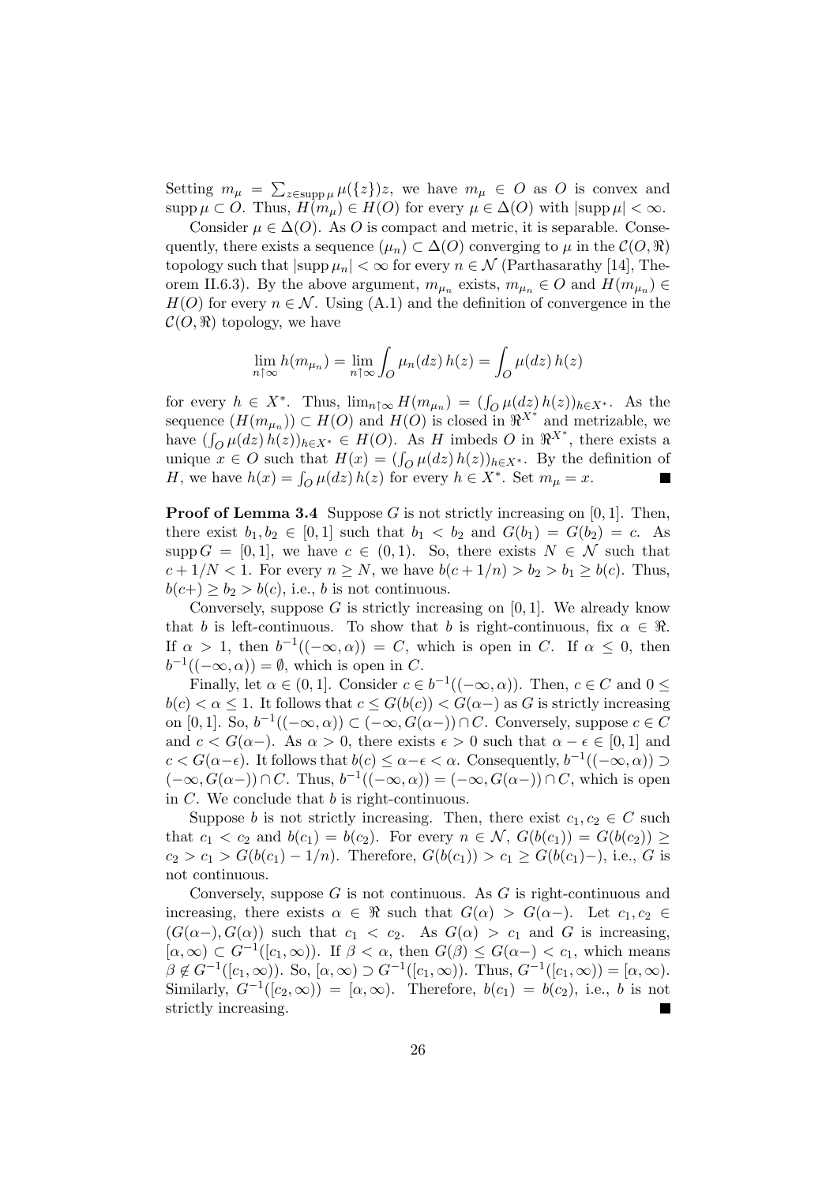Setting $m_\mu = \sum_{z \in \operatorname{supp} \mu} \mu(\{z\}) z$, we have $m_\mu \in O$ as $O$ is convex and $\operatorname{supp} \mu \subset O$. Thus, $H(m_\mu) \in H(O)$ for every $\mu \in \Delta(O)$ with $|\operatorname{supp} \mu| < \infty$.

Consider $\mu \in \Delta(O)$. As $O$ is compact and metric, it is separable. Consequently, there exists a sequence $(\mu_n) \subset \Delta(O)$ converging to $\mu$ in the $\mathcal{C}(O, \Re)$ topology such that $|\operatorname{supp} \mu_n| < \infty$ for every $n \in \mathcal{N}$ (Parthasarathy [14], Theorem II.6.3). By the above argument, $m_{\mu_n}$ exists, $m_{\mu_n} \in O$ and $H(m_{\mu_n}) \in H(O)$ for every $n \in \mathcal{N}$. Using (A.1) and the definition of convergence in the $\mathcal{C}(O, \Re)$ topology, we have

$$\lim_{n \uparrow \infty} h(m_{\mu_n}) = \lim_{n \uparrow \infty} \int_O \mu_n(dz)\, h(z) = \int_O \mu(dz)\, h(z)$$

for every $h \in X^*$. Thus, $\lim_{n \uparrow \infty} H(m_{\mu_n}) = (\int_O \mu(dz)\, h(z))_{h \in X^*}$. As the sequence $(H(m_{\mu_n})) \subset H(O)$ and $H(O)$ is closed in $\Re^{X^*}$ and metrizable, we have $(\int_O \mu(dz)\, h(z))_{h \in X^*} \in H(O)$. As $H$ imbeds $O$ in $\Re^{X^*}$, there exists a unique $x \in O$ such that $H(x) = (\int_O \mu(dz)\, h(z))_{h \in X^*}$. By the definition of $H$, we have $h(x) = \int_O \mu(dz)\, h(z)$ for every $h \in X^*$. Set $m_\mu = x$. ■

**Proof of Lemma 3.4** Suppose $G$ is not strictly increasing on $[0, 1]$. Then, there exist $b_1, b_2 \in [0, 1]$ such that $b_1 < b_2$ and $G(b_1) = G(b_2) = c$. As $\operatorname{supp} G = [0, 1]$, we have $c \in (0, 1)$. So, there exists $N \in \mathcal{N}$ such that $c + 1/N < 1$. For every $n \geq N$, we have $b(c + 1/n) > b_2 > b_1 \geq b(c)$. Thus, $b(c+) \geq b_2 > b(c)$, i.e., $b$ is not continuous.

Conversely, suppose $G$ is strictly increasing on $[0, 1]$. We already know that $b$ is left-continuous. To show that $b$ is right-continuous, fix $\alpha \in \Re$. If $\alpha > 1$, then $b^{-1}((-\infty, \alpha)) = C$, which is open in $C$. If $\alpha \leq 0$, then $b^{-1}((-\infty, \alpha)) = \emptyset$, which is open in $C$.

Finally, let $\alpha \in (0, 1]$. Consider $c \in b^{-1}((-\infty, \alpha))$. Then, $c \in C$ and $0 \leq b(c) < \alpha \leq 1$. It follows that $c \leq G(b(c)) < G(\alpha-)$ as $G$ is strictly increasing on $[0, 1]$. So, $b^{-1}((-\infty, \alpha)) \subset (-\infty, G(\alpha-)) \cap C$. Conversely, suppose $c \in C$ and $c < G(\alpha-)$. As $\alpha > 0$, there exists $\epsilon > 0$ such that $\alpha - \epsilon \in [0, 1]$ and $c < G(\alpha - \epsilon)$. It follows that $b(c) \leq \alpha - \epsilon < \alpha$. Consequently, $b^{-1}((-\infty, \alpha)) \supset (-\infty, G(\alpha-)) \cap C$. Thus, $b^{-1}((-\infty, \alpha)) = (-\infty, G(\alpha-)) \cap C$, which is open in $C$. We conclude that $b$ is right-continuous.

Suppose $b$ is not strictly increasing. Then, there exist $c_1, c_2 \in C$ such that $c_1 < c_2$ and $b(c_1) = b(c_2)$. For every $n \in \mathcal{N}$, $G(b(c_1)) = G(b(c_2)) \geq c_2 > c_1 > G(b(c_1) - 1/n)$. Therefore, $G(b(c_1)) > c_1 \geq G(b(c_1)-)$, i.e., $G$ is not continuous.

Conversely, suppose $G$ is not continuous. As $G$ is right-continuous and increasing, there exists $\alpha \in \Re$ such that $G(\alpha) > G(\alpha-)$. Let $c_1, c_2 \in (G(\alpha-), G(\alpha))$ such that $c_1 < c_2$. As $G(\alpha) > c_1$ and $G$ is increasing, $[\alpha, \infty) \subset G^{-1}([c_1, \infty))$. If $\beta < \alpha$, then $G(\beta) \leq G(\alpha-) < c_1$, which means $\beta \notin G^{-1}([c_1, \infty))$. So, $[\alpha, \infty) \supset G^{-1}([c_1, \infty))$. Thus, $G^{-1}([c_1, \infty)) = [\alpha, \infty)$. Similarly, $G^{-1}([c_2, \infty)) = [\alpha, \infty)$. Therefore, $b(c_1) = b(c_2)$, i.e., $b$ is not strictly increasing. ■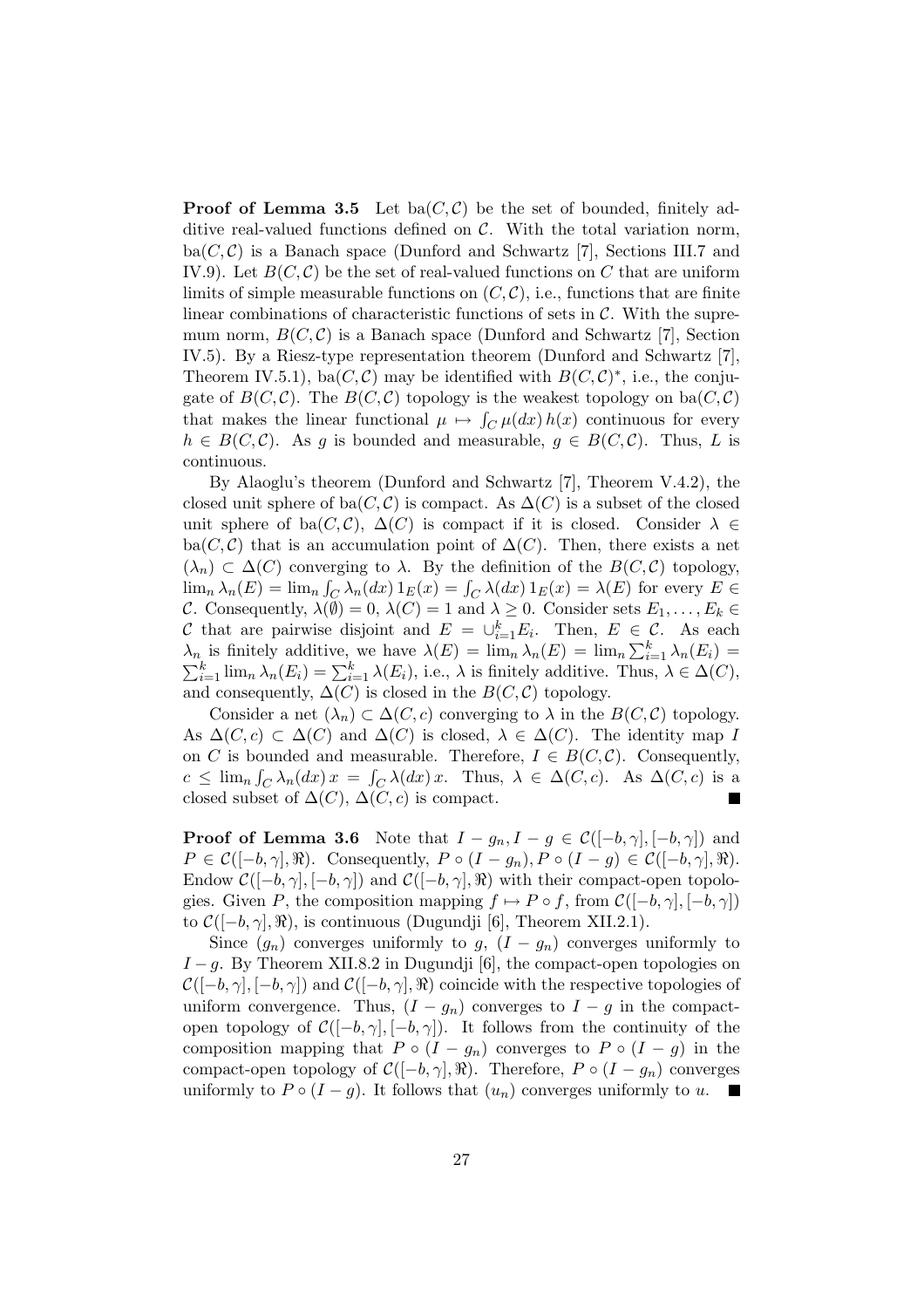**Proof of Lemma 3.5** Let $\mathrm{ba}(C, \mathcal{C})$ be the set of bounded, finitely additive real-valued functions defined on $\mathcal{C}$. With the total variation norm, $\mathrm{ba}(C, \mathcal{C})$ is a Banach space (Dunford and Schwartz [7], Sections III.7 and IV.9). Let $B(C, \mathcal{C})$ be the set of real-valued functions on $C$ that are uniform limits of simple measurable functions on $(C, \mathcal{C})$, i.e., functions that are finite linear combinations of characteristic functions of sets in $\mathcal{C}$. With the supremum norm, $B(C, \mathcal{C})$ is a Banach space (Dunford and Schwartz [7], Section IV.5). By a Riesz-type representation theorem (Dunford and Schwartz [7], Theorem IV.5.1), $\mathrm{ba}(C, \mathcal{C})$ may be identified with $B(C, \mathcal{C})^*$, i.e., the conjugate of $B(C, \mathcal{C})$. The $B(C, \mathcal{C})$ topology is the weakest topology on $\mathrm{ba}(C, \mathcal{C})$ that makes the linear functional $\mu \mapsto \int_C \mu(dx)\, h(x)$ continuous for every $h \in B(C, \mathcal{C})$. As $g$ is bounded and measurable, $g \in B(C, \mathcal{C})$. Thus, $L$ is continuous.

By Alaoglu's theorem (Dunford and Schwartz [7], Theorem V.4.2), the closed unit sphere of $\mathrm{ba}(C, \mathcal{C})$ is compact. As $\Delta(C)$ is a subset of the closed unit sphere of $\mathrm{ba}(C, \mathcal{C})$, $\Delta(C)$ is compact if it is closed. Consider $\lambda \in \mathrm{ba}(C, \mathcal{C})$ that is an accumulation point of $\Delta(C)$. Then, there exists a net $(\lambda_n) \subset \Delta(C)$ converging to $\lambda$. By the definition of the $B(C, \mathcal{C})$ topology, $\lim_n \lambda_n(E) = \lim_n \int_C \lambda_n(dx)\, 1_E(x) = \int_C \lambda(dx)\, 1_E(x) = \lambda(E)$ for every $E \in \mathcal{C}$. Consequently, $\lambda(\emptyset) = 0$, $\lambda(C) = 1$ and $\lambda \geq 0$. Consider sets $E_1, \ldots, E_k \in \mathcal{C}$ that are pairwise disjoint and $E = \cup_{i=1}^k E_i$. Then, $E \in \mathcal{C}$. As each $\lambda_n$ is finitely additive, we have $\lambda(E) = \lim_n \lambda_n(E) = \lim_n \sum_{i=1}^k \lambda_n(E_i) = \sum_{i=1}^k \lim_n \lambda_n(E_i) = \sum_{i=1}^k \lambda(E_i)$, i.e., $\lambda$ is finitely additive. Thus, $\lambda \in \Delta(C)$, and consequently, $\Delta(C)$ is closed in the $B(C, \mathcal{C})$ topology.

Consider a net $(\lambda_n) \subset \Delta(C, c)$ converging to $\lambda$ in the $B(C, \mathcal{C})$ topology. As $\Delta(C, c) \subset \Delta(C)$ and $\Delta(C)$ is closed, $\lambda \in \Delta(C)$. The identity map $I$ on $C$ is bounded and measurable. Therefore, $I \in B(C, \mathcal{C})$. Consequently, $c \leq \lim_n \int_C \lambda_n(dx)\, x = \int_C \lambda(dx)\, x$. Thus, $\lambda \in \Delta(C, c)$. As $\Delta(C, c)$ is a closed subset of $\Delta(C)$, $\Delta(C, c)$ is compact. ■

**Proof of Lemma 3.6** Note that $I - g_n, I - g \in \mathcal{C}([-b, \gamma], [-b, \gamma])$ and $P \in \mathcal{C}([-b, \gamma], \Re)$. Consequently, $P \circ (I - g_n), P \circ (I - g) \in \mathcal{C}([-b, \gamma], \Re)$. Endow $\mathcal{C}([-b, \gamma], [-b, \gamma])$ and $\mathcal{C}([-b, \gamma], \Re)$ with their compact-open topologies. Given $P$, the composition mapping $f \mapsto P \circ f$, from $\mathcal{C}([-b, \gamma], [-b, \gamma])$ to $\mathcal{C}([-b, \gamma], \Re)$, is continuous (Dugundji [6], Theorem XII.2.1).

Since $(g_n)$ converges uniformly to $g$, $(I - g_n)$ converges uniformly to $I - g$. By Theorem XII.8.2 in Dugundji [6], the compact-open topologies on $\mathcal{C}([-b, \gamma], [-b, \gamma])$ and $\mathcal{C}([-b, \gamma], \Re)$ coincide with the respective topologies of uniform convergence. Thus, $(I - g_n)$ converges to $I - g$ in the compact-open topology of $\mathcal{C}([-b, \gamma], [-b, \gamma])$. It follows from the continuity of the composition mapping that $P \circ (I - g_n)$ converges to $P \circ (I - g)$ in the compact-open topology of $\mathcal{C}([-b, \gamma], \Re)$. Therefore, $P \circ (I - g_n)$ converges uniformly to $P \circ (I - g)$. It follows that $(u_n)$ converges uniformly to $u$. ■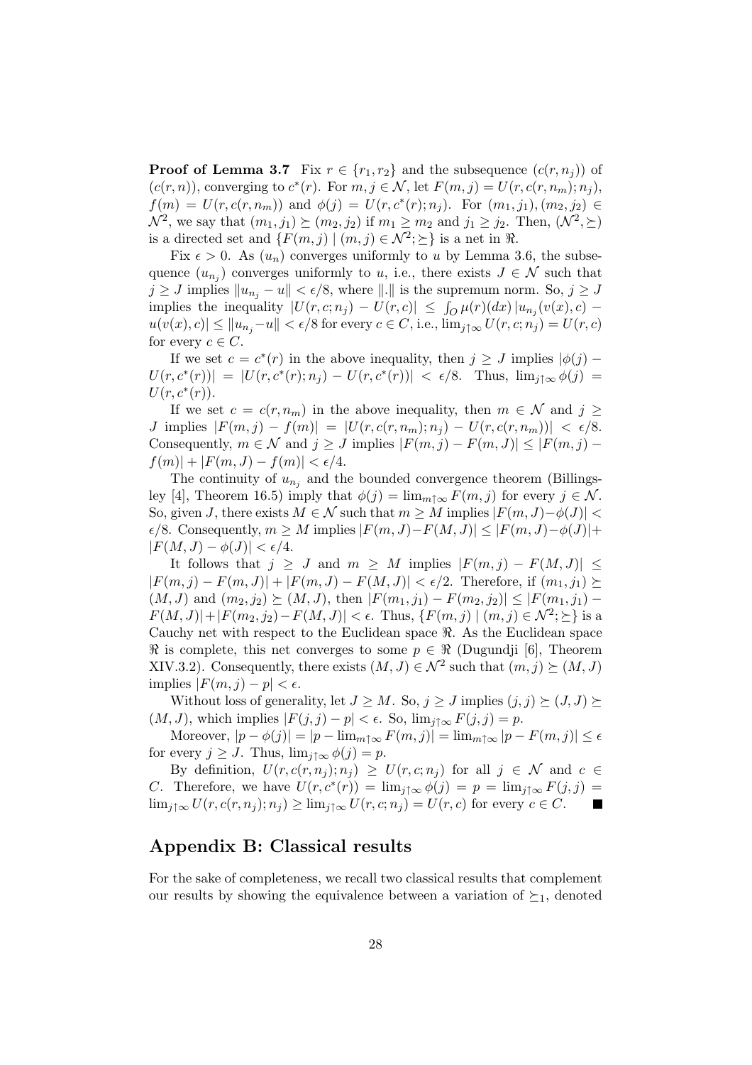**Proof of Lemma 3.7** Fix $r \in \{r_1, r_2\}$ and the subsequence $(c(r, n_j))$ of $(c(r, n))$, converging to $c^*(r)$. For $m, j \in \mathcal{N}$, let $F(m, j) = U(r, c(r, n_m); n_j)$, $f(m) = U(r, c(r, n_m))$ and $\phi(j) = U(r, c^*(r); n_j)$. For $(m_1, j_1), (m_2, j_2) \in \mathcal{N}^2$, we say that $(m_1, j_1) \succeq (m_2, j_2)$ if $m_1 \geq m_2$ and $j_1 \geq j_2$. Then, $(\mathcal{N}^2, \succeq)$ is a directed set and $\{F(m, j) \mid (m, j) \in \mathcal{N}^2; \succeq\}$ is a net in $\Re$.

Fix $\epsilon > 0$. As $(u_n)$ converges uniformly to $u$ by Lemma 3.6, the subsequence $(u_{n_j})$ converges uniformly to $u$, i.e., there exists $J \in \mathcal{N}$ such that $j \geq J$ implies $\|u_{n_j} - u\| < \epsilon/8$, where $\|.\|$ is the supremum norm. So, $j \geq J$ implies the inequality $|U(r, c; n_j) - U(r, c)| \leq \int_O \mu(r)(dx)\, |u_{n_j}(v(x), c) - u(v(x), c)| \leq \|u_{n_j} - u\| < \epsilon/8$ for every $c \in C$, i.e., $\lim_{j \uparrow \infty} U(r, c; n_j) = U(r, c)$ for every $c \in C$.

If we set $c = c^*(r)$ in the above inequality, then $j \geq J$ implies $|\phi(j) - U(r, c^*(r))| = |U(r, c^*(r); n_j) - U(r, c^*(r))| < \epsilon/8$. Thus, $\lim_{j \uparrow \infty} \phi(j) = U(r, c^*(r))$.

If we set $c = c(r, n_m)$ in the above inequality, then $m \in \mathcal{N}$ and $j \geq J$ implies $|F(m, j) - f(m)| = |U(r, c(r, n_m); n_j) - U(r, c(r, n_m))| < \epsilon/8$. Consequently, $m \in \mathcal{N}$ and $j \geq J$ implies $|F(m, j) - F(m, J)| \leq |F(m, j) - f(m)| + |F(m, J) - f(m)| < \epsilon/4$.

The continuity of $u_{n_j}$ and the bounded convergence theorem (Billingsley [4], Theorem 16.5) imply that $\phi(j) = \lim_{m \uparrow \infty} F(m, j)$ for every $j \in \mathcal{N}$. So, given $J$, there exists $M \in \mathcal{N}$ such that $m \geq M$ implies $|F(m, J) - \phi(J)| < \epsilon/8$. Consequently, $m \geq M$ implies $|F(m, J) - F(M, J)| \leq |F(m, J) - \phi(J)| + |F(M, J) - \phi(J)| < \epsilon/4$.

It follows that $j \geq J$ and $m \geq M$ implies $|F(m, j) - F(M, J)| \leq |F(m, j) - F(m, J)| + |F(m, J) - F(M, J)| < \epsilon/2$. Therefore, if $(m_1, j_1) \succeq (M, J)$ and $(m_2, j_2) \succeq (M, J)$, then $|F(m_1, j_1) - F(m_2, j_2)| \leq |F(m_1, j_1) - F(M, J)| + |F(m_2, j_2) - F(M, J)| < \epsilon$. Thus, $\{F(m, j) \mid (m, j) \in \mathcal{N}^2; \succeq\}$ is a Cauchy net with respect to the Euclidean space $\Re$. As the Euclidean space $\Re$ is complete, this net converges to some $p \in \Re$ (Dugundji [6], Theorem XIV.3.2). Consequently, there exists $(M, J) \in \mathcal{N}^2$ such that $(m, j) \succeq (M, J)$ implies $|F(m, j) - p| < \epsilon$.

Without loss of generality, let $J \geq M$. So, $j \geq J$ implies $(j, j) \succeq (J, J) \succeq (M, J)$, which implies $|F(j, j) - p| < \epsilon$. So, $\lim_{j \uparrow \infty} F(j, j) = p$.

Moreover, $|p - \phi(j)| = |p - \lim_{m \uparrow \infty} F(m, j)| = \lim_{m \uparrow \infty} |p - F(m, j)| \leq \epsilon$ for every $j \geq J$. Thus, $\lim_{j \uparrow \infty} \phi(j) = p$.

By definition, $U(r, c(r, n_j); n_j) \geq U(r, c; n_j)$ for all $j \in \mathcal{N}$ and $c \in C$. Therefore, we have $U(r, c^*(r)) = \lim_{j \uparrow \infty} \phi(j) = p = \lim_{j \uparrow \infty} F(j, j) = \lim_{j \uparrow \infty} U(r, c(r, n_j); n_j) \geq \lim_{j \uparrow \infty} U(r, c; n_j) = U(r, c)$ for every $c \in C$. ■

## Appendix B: Classical results

For the sake of completeness, we recall two classical results that complement our results by showing the equivalence between a variation of $\succeq_1$, denoted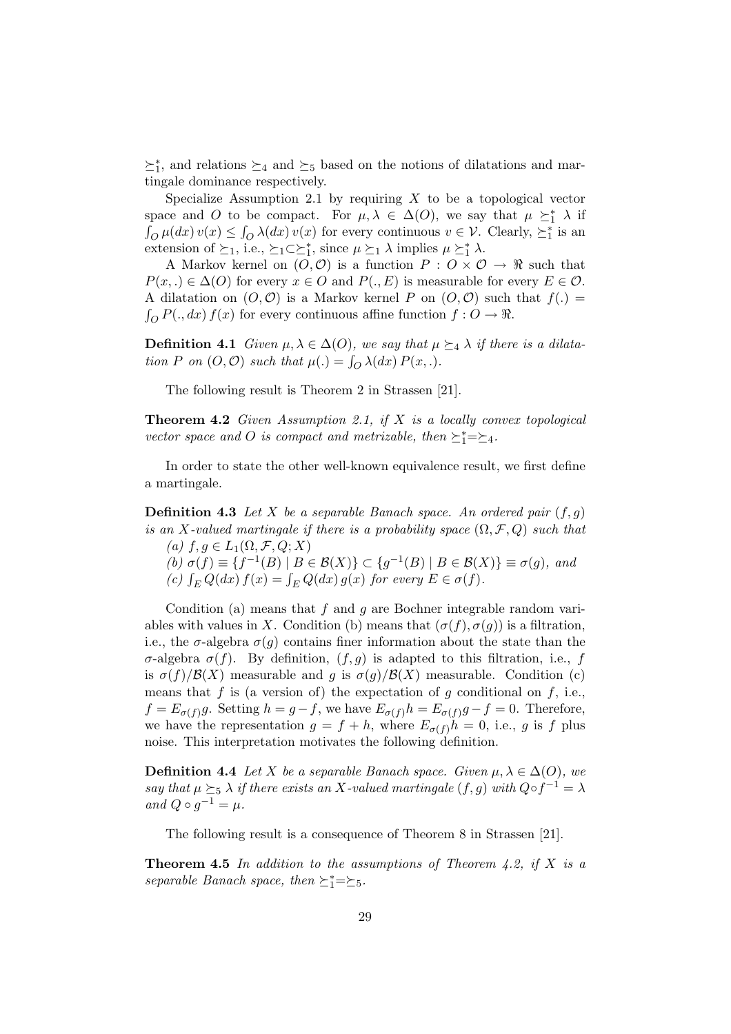$\succeq_1^*$, and relations $\succeq_4$ and $\succeq_5$ based on the notions of dilatations and martingale dominance respectively.

Specialize Assumption 2.1 by requiring $X$ to be a topological vector space and $O$ to be compact. For $\mu, \lambda \in \Delta(O)$, we say that $\mu \succeq_1^* \lambda$ if $\int_O \mu(dx)\, v(x) \leq \int_O \lambda(dx)\, v(x)$ for every continuous $v \in \mathcal{V}$. Clearly, $\succeq_1^*$ is an extension of $\succeq_1$, i.e., $\succeq_1 \subset \succeq_1^*$, since $\mu \succeq_1 \lambda$ implies $\mu \succeq_1^* \lambda$.

A Markov kernel on $(O, \mathcal{O})$ is a function $P : O \times \mathcal{O} \to \Re$ such that $P(x, .) \in \Delta(O)$ for every $x \in O$ and $P(., E)$ is measurable for every $E \in \mathcal{O}$. A dilatation on $(O, \mathcal{O})$ is a Markov kernel $P$ on $(O, \mathcal{O})$ such that $f(.) = \int_O P(., dx)\, f(x)$ for every continuous affine function $f : O \to \Re$.

**Definition 4.1** *Given $\mu, \lambda \in \Delta(O)$, we say that $\mu \succeq_4 \lambda$ if there is a dilatation $P$ on $(O, \mathcal{O})$ such that $\mu(.) = \int_O \lambda(dx)\, P(x, .)$.*

The following result is Theorem 2 in Strassen [21].

**Theorem 4.2** *Given Assumption 2.1, if $X$ is a locally convex topological vector space and $O$ is compact and metrizable, then $\succeq_1^* = \succeq_4$.*

In order to state the other well-known equivalence result, we first define a martingale.

**Definition 4.3** *Let $X$ be a separable Banach space. An ordered pair $(f, g)$ is an $X$-valued martingale if there is a probability space $(\Omega, \mathcal{F}, Q)$ such that*
*(a) $f, g \in L_1(\Omega, \mathcal{F}, Q; X)$*
*(b) $\sigma(f) \equiv \{f^{-1}(B) \mid B \in \mathcal{B}(X)\} \subset \{g^{-1}(B) \mid B \in \mathcal{B}(X)\} \equiv \sigma(g)$, and*
*(c) $\int_E Q(dx)\, f(x) = \int_E Q(dx)\, g(x)$ for every $E \in \sigma(f)$.*

Condition (a) means that $f$ and $g$ are Bochner integrable random variables with values in $X$. Condition (b) means that $(\sigma(f), \sigma(g))$ is a filtration, i.e., the $\sigma$-algebra $\sigma(g)$ contains finer information about the state than the $\sigma$-algebra $\sigma(f)$. By definition, $(f, g)$ is adapted to this filtration, i.e., $f$ is $\sigma(f)/\mathcal{B}(X)$ measurable and $g$ is $\sigma(g)/\mathcal{B}(X)$ measurable. Condition (c) means that $f$ is (a version of) the expectation of $g$ conditional on $f$, i.e., $f = E_{\sigma(f)} g$. Setting $h = g - f$, we have $E_{\sigma(f)} h = E_{\sigma(f)} g - f = 0$. Therefore, we have the representation $g = f + h$, where $E_{\sigma(f)} h = 0$, i.e., $g$ is $f$ plus noise. This interpretation motivates the following definition.

**Definition 4.4** *Let $X$ be a separable Banach space. Given $\mu, \lambda \in \Delta(O)$, we say that $\mu \succeq_5 \lambda$ if there exists an $X$-valued martingale $(f, g)$ with $Q \circ f^{-1} = \lambda$ and $Q \circ g^{-1} = \mu$.*

The following result is a consequence of Theorem 8 in Strassen [21].

**Theorem 4.5** *In addition to the assumptions of Theorem 4.2, if $X$ is a separable Banach space, then $\succeq_1^* = \succeq_5$.*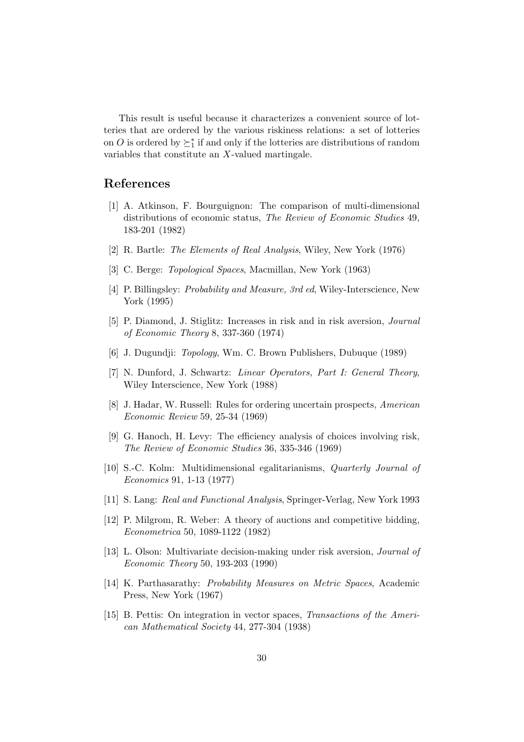This result is useful because it characterizes a convenient source of lotteries that are ordered by the various riskiness relations: a set of lotteries on $O$ is ordered by $\succeq_1^*$ if and only if the lotteries are distributions of random variables that constitute an $X$-valued martingale.

## References

[1] A. Atkinson, F. Bourguignon: The comparison of multi-dimensional distributions of economic status, *The Review of Economic Studies* 49, 183-201 (1982)

[2] R. Bartle: *The Elements of Real Analysis*, Wiley, New York (1976)

[3] C. Berge: *Topological Spaces*, Macmillan, New York (1963)

[4] P. Billingsley: *Probability and Measure, 3rd ed*, Wiley-Interscience, New York (1995)

[5] P. Diamond, J. Stiglitz: Increases in risk and in risk aversion, *Journal of Economic Theory* 8, 337-360 (1974)

[6] J. Dugundji: *Topology*, Wm. C. Brown Publishers, Dubuque (1989)

[7] N. Dunford, J. Schwartz: *Linear Operators, Part I: General Theory*, Wiley Interscience, New York (1988)

[8] J. Hadar, W. Russell: Rules for ordering uncertain prospects, *American Economic Review* 59, 25-34 (1969)

[9] G. Hanoch, H. Levy: The efficiency analysis of choices involving risk, *The Review of Economic Studies* 36, 335-346 (1969)

[10] S.-C. Kolm: Multidimensional egalitarianisms, *Quarterly Journal of Economics* 91, 1-13 (1977)

[11] S. Lang: *Real and Functional Analysis*, Springer-Verlag, New York 1993

[12] P. Milgrom, R. Weber: A theory of auctions and competitive bidding, *Econometrica* 50, 1089-1122 (1982)

[13] L. Olson: Multivariate decision-making under risk aversion, *Journal of Economic Theory* 50, 193-203 (1990)

[14] K. Parthasarathy: *Probability Measures on Metric Spaces*, Academic Press, New York (1967)

[15] B. Pettis: On integration in vector spaces, *Transactions of the American Mathematical Society* 44, 277-304 (1938)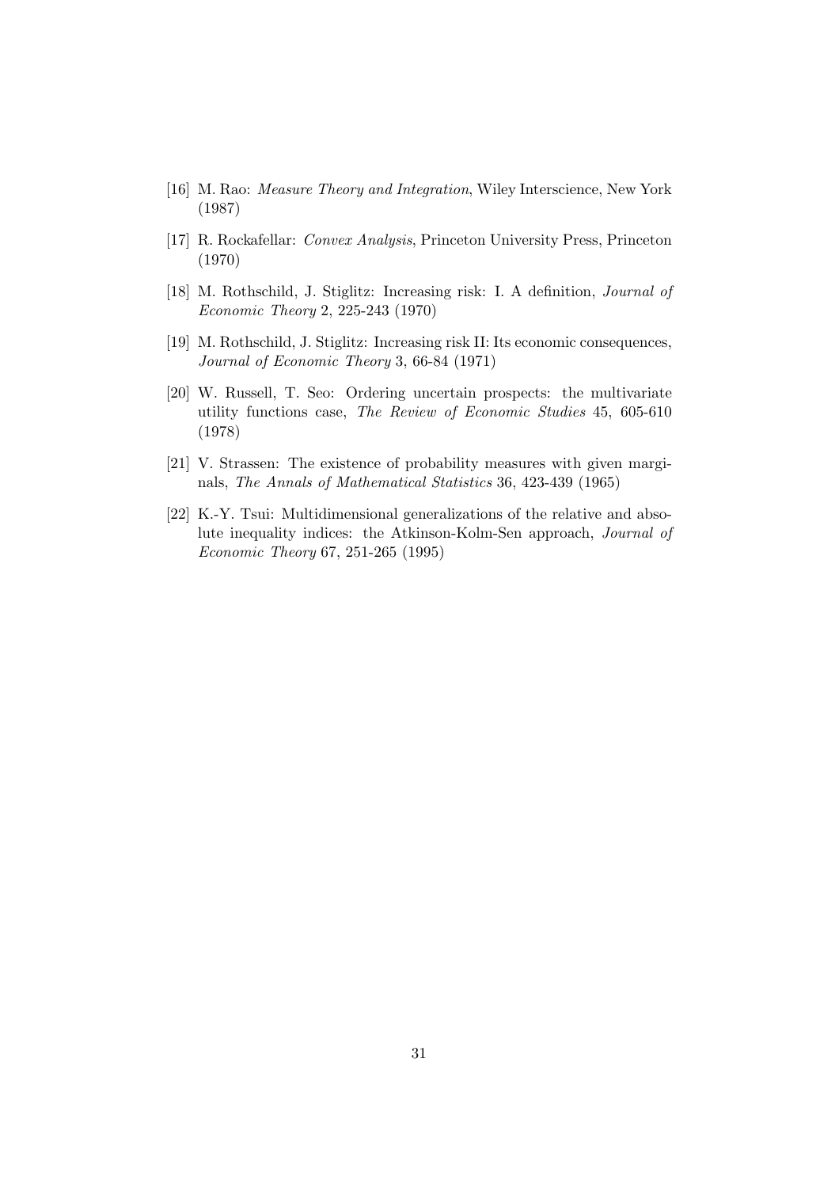[16] M. Rao: *Measure Theory and Integration*, Wiley Interscience, New York (1987)

[17] R. Rockafellar: *Convex Analysis*, Princeton University Press, Princeton (1970)

[18] M. Rothschild, J. Stiglitz: Increasing risk: I. A definition, *Journal of Economic Theory* 2, 225-243 (1970)

[19] M. Rothschild, J. Stiglitz: Increasing risk II: Its economic consequences, *Journal of Economic Theory* 3, 66-84 (1971)

[20] W. Russell, T. Seo: Ordering uncertain prospects: the multivariate utility functions case, *The Review of Economic Studies* 45, 605-610 (1978)

[21] V. Strassen: The existence of probability measures with given marginals, *The Annals of Mathematical Statistics* 36, 423-439 (1965)

[22] K.-Y. Tsui: Multidimensional generalizations of the relative and absolute inequality indices: the Atkinson-Kolm-Sen approach, *Journal of Economic Theory* 67, 251-265 (1995)